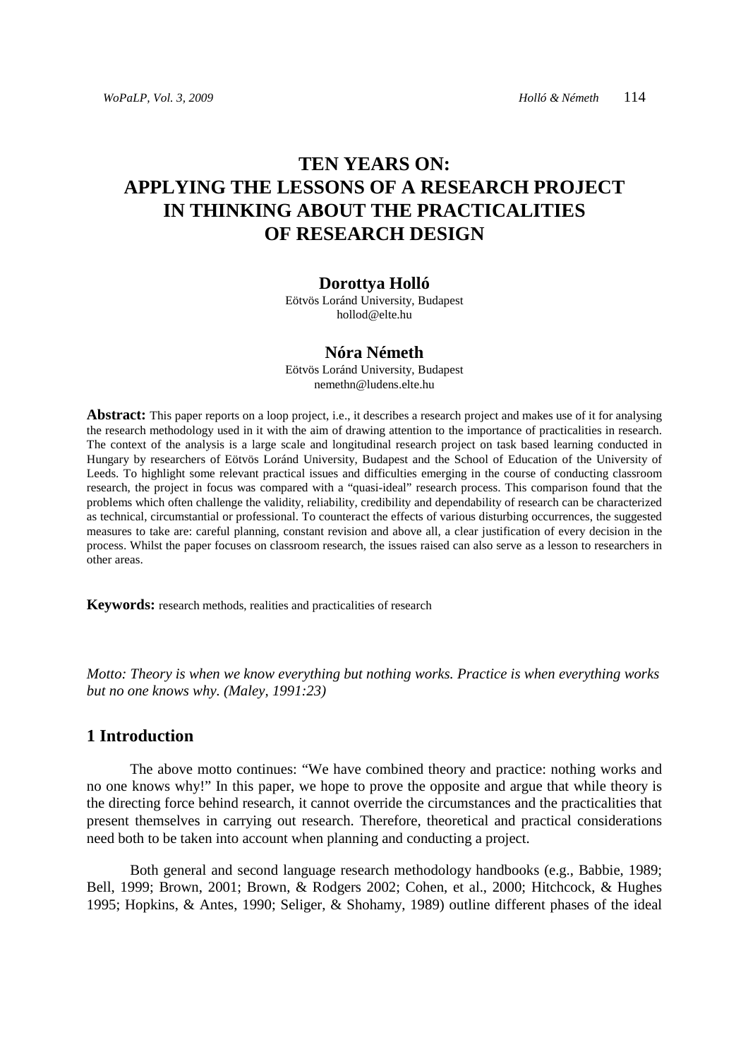# TEN YEARS ON: APPLYING THE LESSONS OF A RESEARCH PROJECT IN THINKING ABOUT THE PRACTICALITIES OF RESEARCH DESIGN

**Dorottya Holló**
Eötvös Loránd University, Budapest
hollod@elte.hu

**Nóra Németh**
Eötvös Loránd University, Budapest
nemethn@ludens.elte.hu

**Abstract:** This paper reports on a loop project, i.e., it describes a research project and makes use of it for analysing the research methodology used in it with the aim of drawing attention to the importance of practicalities in research. The context of the analysis is a large scale and longitudinal research project on task based learning conducted in Hungary by researchers of Eötvös Loránd University, Budapest and the School of Education of the University of Leeds. To highlight some relevant practical issues and difficulties emerging in the course of conducting classroom research, the project in focus was compared with a "quasi-ideal" research process. This comparison found that the problems which often challenge the validity, reliability, credibility and dependability of research can be characterized as technical, circumstantial or professional. To counteract the effects of various disturbing occurrences, the suggested measures to take are: careful planning, constant revision and above all, a clear justification of every decision in the process. Whilst the paper focuses on classroom research, the issues raised can also serve as a lesson to researchers in other areas.

**Keywords:** research methods, realities and practicalities of research

*Motto: Theory is when we know everything but nothing works. Practice is when everything works but no one knows why. (Maley, 1991:23)*

## 1 Introduction

The above motto continues: "We have combined theory and practice: nothing works and no one knows why!" In this paper, we hope to prove the opposite and argue that while theory is the directing force behind research, it cannot override the circumstances and the practicalities that present themselves in carrying out research. Therefore, theoretical and practical considerations need both to be taken into account when planning and conducting a project.

Both general and second language research methodology handbooks (e.g., Babbie, 1989; Bell, 1999; Brown, 2001; Brown, & Rodgers 2002; Cohen, et al., 2000; Hitchcock, & Hughes 1995; Hopkins, & Antes, 1990; Seliger, & Shohamy, 1989) outline different phases of the ideal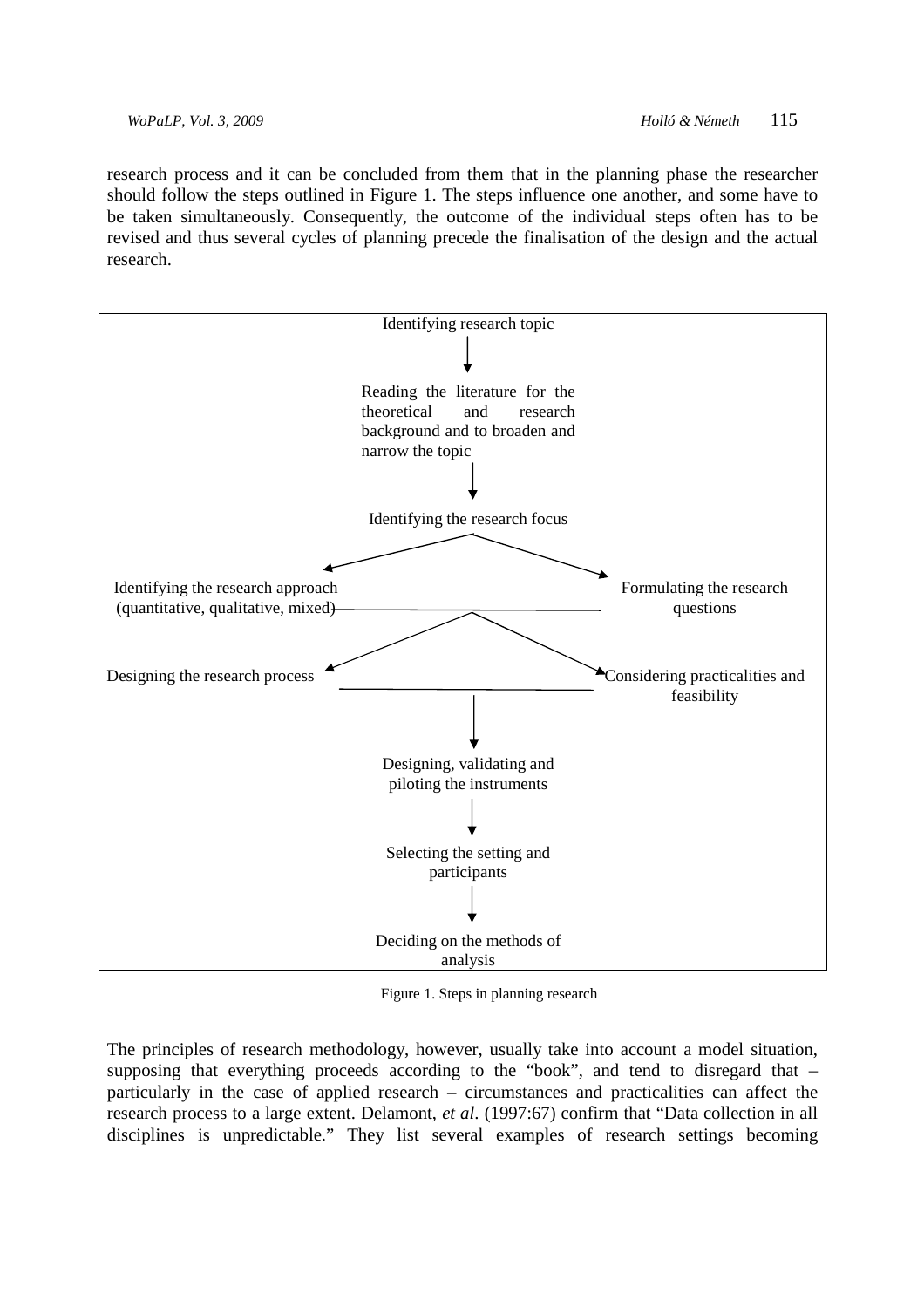research process and it can be concluded from them that in the planning phase the researcher should follow the steps outlined in Figure 1. The steps influence one another, and some have to be taken simultaneously. Consequently, the outcome of the individual steps often has to be revised and thus several cycles of planning precede the finalisation of the design and the actual research.

Identifying research topic

↓

Reading the literature for the theoretical and research background and to broaden and narrow the topic

↓

Identifying the research focus

↙ ↘

Identifying the research approach (quantitative, qualitative, mixed) — Formulating the research questions

↙ ↘

Designing the research process — Considering practicalities and feasibility

↓

Designing, validating and piloting the instruments

↓

Selecting the setting and participants

↓

Deciding on the methods of analysis

Figure 1. Steps in planning research

The principles of research methodology, however, usually take into account a model situation, supposing that everything proceeds according to the "book", and tend to disregard that – particularly in the case of applied research – circumstances and practicalities can affect the research process to a large extent. Delamont, *et al*. (1997:67) confirm that "Data collection in all disciplines is unpredictable." They list several examples of research settings becoming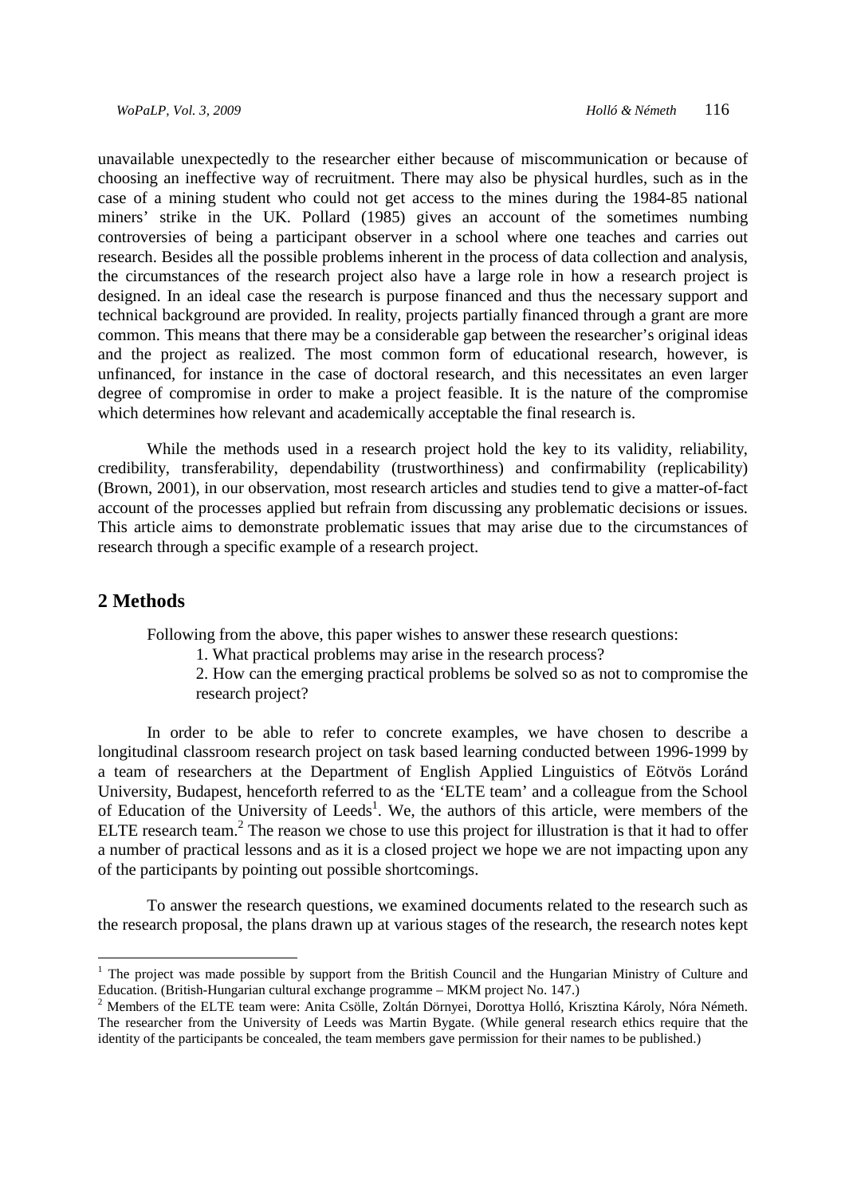unavailable unexpectedly to the researcher either because of miscommunication or because of choosing an ineffective way of recruitment. There may also be physical hurdles, such as in the case of a mining student who could not get access to the mines during the 1984-85 national miners' strike in the UK. Pollard (1985) gives an account of the sometimes numbing controversies of being a participant observer in a school where one teaches and carries out research. Besides all the possible problems inherent in the process of data collection and analysis, the circumstances of the research project also have a large role in how a research project is designed. In an ideal case the research is purpose financed and thus the necessary support and technical background are provided. In reality, projects partially financed through a grant are more common. This means that there may be a considerable gap between the researcher's original ideas and the project as realized. The most common form of educational research, however, is unfinanced, for instance in the case of doctoral research, and this necessitates an even larger degree of compromise in order to make a project feasible. It is the nature of the compromise which determines how relevant and academically acceptable the final research is.

While the methods used in a research project hold the key to its validity, reliability, credibility, transferability, dependability (trustworthiness) and confirmability (replicability) (Brown, 2001), in our observation, most research articles and studies tend to give a matter-of-fact account of the processes applied but refrain from discussing any problematic decisions or issues. This article aims to demonstrate problematic issues that may arise due to the circumstances of research through a specific example of a research project.

## 2 Methods

Following from the above, this paper wishes to answer these research questions:

1. What practical problems may arise in the research process?
2. How can the emerging practical problems be solved so as not to compromise the research project?

In order to be able to refer to concrete examples, we have chosen to describe a longitudinal classroom research project on task based learning conducted between 1996-1999 by a team of researchers at the Department of English Applied Linguistics of Eötvös Loránd University, Budapest, henceforth referred to as the 'ELTE team' and a colleague from the School of Education of the University of Leeds[1]. We, the authors of this article, were members of the ELTE research team.[2] The reason we chose to use this project for illustration is that it had to offer a number of practical lessons and as it is a closed project we hope we are not impacting upon any of the participants by pointing out possible shortcomings.

To answer the research questions, we examined documents related to the research such as the research proposal, the plans drawn up at various stages of the research, the research notes kept

[1] The project was made possible by support from the British Council and the Hungarian Ministry of Culture and Education. (British-Hungarian cultural exchange programme – MKM project No. 147.)

[2] Members of the ELTE team were: Anita Csölle, Zoltán Dörnyei, Dorottya Holló, Krisztina Károly, Nóra Németh. The researcher from the University of Leeds was Martin Bygate. (While general research ethics require that the identity of the participants be concealed, the team members gave permission for their names to be published.)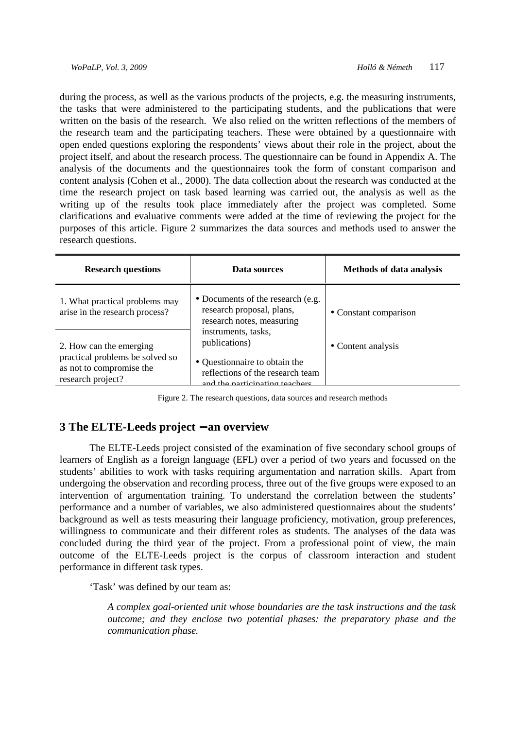during the process, as well as the various products of the projects, e.g. the measuring instruments, the tasks that were administered to the participating students, and the publications that were written on the basis of the research. We also relied on the written reflections of the members of the research team and the participating teachers. These were obtained by a questionnaire with open ended questions exploring the respondents' views about their role in the project, about the project itself, and about the research process. The questionnaire can be found in Appendix A. The analysis of the documents and the questionnaires took the form of constant comparison and content analysis (Cohen et al., 2000). The data collection about the research was conducted at the time the research project on task based learning was carried out, the analysis as well as the writing up of the results took place immediately after the project was completed. Some clarifications and evaluative comments were added at the time of reviewing the project for the purposes of this article. Figure 2 summarizes the data sources and methods used to answer the research questions.

| Research questions | Data sources | Methods of data analysis |
| --- | --- | --- |
| 1. What practical problems may arise in the research process? | • Documents of the research (e.g. research proposal, plans, research notes, measuring instruments, tasks, publications)<br>• Questionnaire to obtain the reflections of the research team and the participating teachers | • Constant comparison |
| 2. How can the emerging practical problems be solved so as not to compromise the research project? | | • Content analysis |

Figure 2. The research questions, data sources and research methods

## 3 The ELTE-Leeds project – an overview

The ELTE-Leeds project consisted of the examination of five secondary school groups of learners of English as a foreign language (EFL) over a period of two years and focussed on the students' abilities to work with tasks requiring argumentation and narration skills. Apart from undergoing the observation and recording process, three out of the five groups were exposed to an intervention of argumentation training. To understand the correlation between the students' performance and a number of variables, we also administered questionnaires about the students' background as well as tests measuring their language proficiency, motivation, group preferences, willingness to communicate and their different roles as students. The analyses of the data was concluded during the third year of the project. From a professional point of view, the main outcome of the ELTE-Leeds project is the corpus of classroom interaction and student performance in different task types.

'Task' was defined by our team as:

> *A complex goal-oriented unit whose boundaries are the task instructions and the task outcome; and they enclose two potential phases: the preparatory phase and the communication phase.*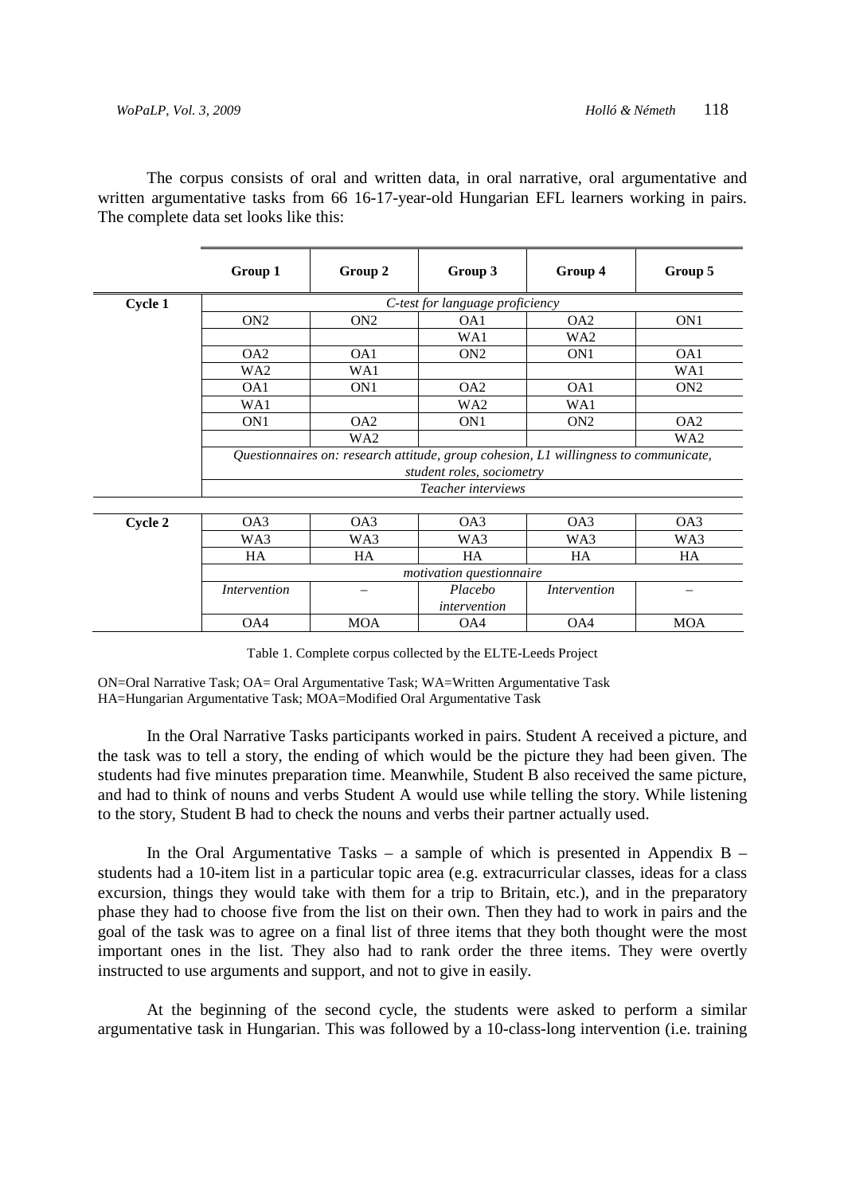The corpus consists of oral and written data, in oral narrative, oral argumentative and written argumentative tasks from 66 16-17-year-old Hungarian EFL learners working in pairs. The complete data set looks like this:

| | Group 1 | Group 2 | Group 3 | Group 4 | Group 5 |
|---|---|---|---|---|---|
| **Cycle 1** | *C-test for language proficiency* | | | | |
| | ON2 | ON2 | OA1 | OA2 | ON1 |
| | | | WA1 | WA2 | |
| | OA2 | OA1 | ON2 | ON1 | OA1 |
| | WA2 | WA1 | | | WA1 |
| | OA1 | ON1 | OA2 | OA1 | ON2 |
| | WA1 | | WA2 | WA1 | |
| | ON1 | OA2 | ON1 | ON2 | OA2 |
| | | WA2 | | | WA2 |
| | *Questionnaires on: research attitude, group cohesion, L1 willingness to communicate, student roles, sociometry* | | | | |
| | *Teacher interviews* | | | | |
| **Cycle 2** | OA3 | OA3 | OA3 | OA3 | OA3 |
| | WA3 | WA3 | WA3 | WA3 | WA3 |
| | HA | HA | HA | HA | HA |
| | *motivation questionnaire* | | | | |
| | *Intervention* | – | *Placebo intervention* | *Intervention* | – |
| | OA4 | MOA | OA4 | OA4 | MOA |

Table 1. Complete corpus collected by the ELTE-Leeds Project

ON=Oral Narrative Task; OA= Oral Argumentative Task; WA=Written Argumentative Task
HA=Hungarian Argumentative Task; MOA=Modified Oral Argumentative Task

In the Oral Narrative Tasks participants worked in pairs. Student A received a picture, and the task was to tell a story, the ending of which would be the picture they had been given. The students had five minutes preparation time. Meanwhile, Student B also received the same picture, and had to think of nouns and verbs Student A would use while telling the story. While listening to the story, Student B had to check the nouns and verbs their partner actually used.

In the Oral Argumentative Tasks – a sample of which is presented in Appendix B – students had a 10-item list in a particular topic area (e.g. extracurricular classes, ideas for a class excursion, things they would take with them for a trip to Britain, etc.), and in the preparatory phase they had to choose five from the list on their own. Then they had to work in pairs and the goal of the task was to agree on a final list of three items that they both thought were the most important ones in the list. They also had to rank order the three items. They were overtly instructed to use arguments and support, and not to give in easily.

At the beginning of the second cycle, the students were asked to perform a similar argumentative task in Hungarian. This was followed by a 10-class-long intervention (i.e. training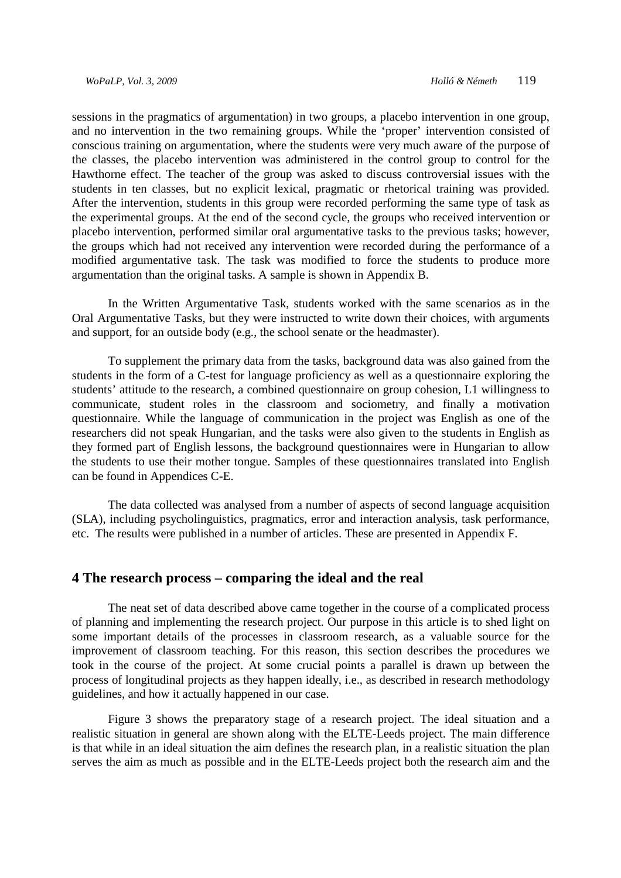sessions in the pragmatics of argumentation) in two groups, a placebo intervention in one group, and no intervention in the two remaining groups. While the 'proper' intervention consisted of conscious training on argumentation, where the students were very much aware of the purpose of the classes, the placebo intervention was administered in the control group to control for the Hawthorne effect. The teacher of the group was asked to discuss controversial issues with the students in ten classes, but no explicit lexical, pragmatic or rhetorical training was provided. After the intervention, students in this group were recorded performing the same type of task as the experimental groups. At the end of the second cycle, the groups who received intervention or placebo intervention, performed similar oral argumentative tasks to the previous tasks; however, the groups which had not received any intervention were recorded during the performance of a modified argumentative task. The task was modified to force the students to produce more argumentation than the original tasks. A sample is shown in Appendix B.

In the Written Argumentative Task, students worked with the same scenarios as in the Oral Argumentative Tasks, but they were instructed to write down their choices, with arguments and support, for an outside body (e.g., the school senate or the headmaster).

To supplement the primary data from the tasks, background data was also gained from the students in the form of a C-test for language proficiency as well as a questionnaire exploring the students' attitude to the research, a combined questionnaire on group cohesion, L1 willingness to communicate, student roles in the classroom and sociometry, and finally a motivation questionnaire. While the language of communication in the project was English as one of the researchers did not speak Hungarian, and the tasks were also given to the students in English as they formed part of English lessons, the background questionnaires were in Hungarian to allow the students to use their mother tongue. Samples of these questionnaires translated into English can be found in Appendices C-E.

The data collected was analysed from a number of aspects of second language acquisition (SLA), including psycholinguistics, pragmatics, error and interaction analysis, task performance, etc. The results were published in a number of articles. These are presented in Appendix F.

## 4 The research process – comparing the ideal and the real

The neat set of data described above came together in the course of a complicated process of planning and implementing the research project. Our purpose in this article is to shed light on some important details of the processes in classroom research, as a valuable source for the improvement of classroom teaching. For this reason, this section describes the procedures we took in the course of the project. At some crucial points a parallel is drawn up between the process of longitudinal projects as they happen ideally, i.e., as described in research methodology guidelines, and how it actually happened in our case.

Figure 3 shows the preparatory stage of a research project. The ideal situation and a realistic situation in general are shown along with the ELTE-Leeds project. The main difference is that while in an ideal situation the aim defines the research plan, in a realistic situation the plan serves the aim as much as possible and in the ELTE-Leeds project both the research aim and the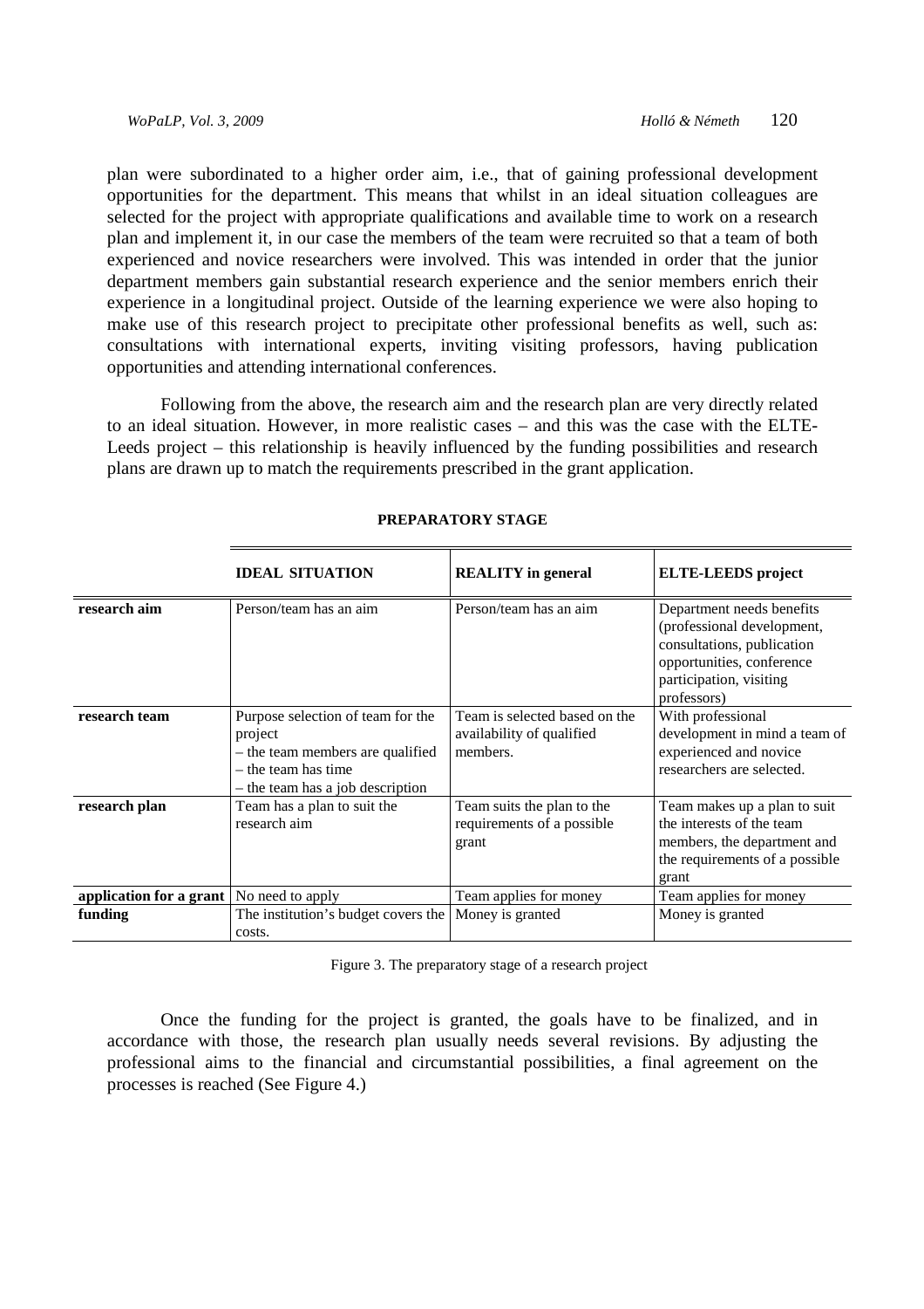plan were subordinated to a higher order aim, i.e., that of gaining professional development opportunities for the department. This means that whilst in an ideal situation colleagues are selected for the project with appropriate qualifications and available time to work on a research plan and implement it, in our case the members of the team were recruited so that a team of both experienced and novice researchers were involved. This was intended in order that the junior department members gain substantial research experience and the senior members enrich their experience in a longitudinal project. Outside of the learning experience we were also hoping to make use of this research project to precipitate other professional benefits as well, such as: consultations with international experts, inviting visiting professors, having publication opportunities and attending international conferences.

Following from the above, the research aim and the research plan are very directly related to an ideal situation. However, in more realistic cases – and this was the case with the ELTE-Leeds project – this relationship is heavily influenced by the funding possibilities and research plans are drawn up to match the requirements prescribed in the grant application.

**PREPARATORY STAGE**

| | **IDEAL SITUATION** | **REALITY in general** | **ELTE-LEEDS project** |
|---|---|---|---|
| **research aim** | Person/team has an aim | Person/team has an aim | Department needs benefits (professional development, consultations, publication opportunities, conference participation, visiting professors) |
| **research team** | Purpose selection of team for the project – the team members are qualified – the team has time – the team has a job description | Team is selected based on the availability of qualified members. | With professional development in mind a team of experienced and novice researchers are selected. |
| **research plan** | Team has a plan to suit the research aim | Team suits the plan to the requirements of a possible grant | Team makes up a plan to suit the interests of the team members, the department and the requirements of a possible grant |
| **application for a grant** | No need to apply | Team applies for money | Team applies for money |
| **funding** | The institution's budget covers the costs. | Money is granted | Money is granted |

Figure 3. The preparatory stage of a research project

Once the funding for the project is granted, the goals have to be finalized, and in accordance with those, the research plan usually needs several revisions. By adjusting the professional aims to the financial and circumstantial possibilities, a final agreement on the processes is reached (See Figure 4.)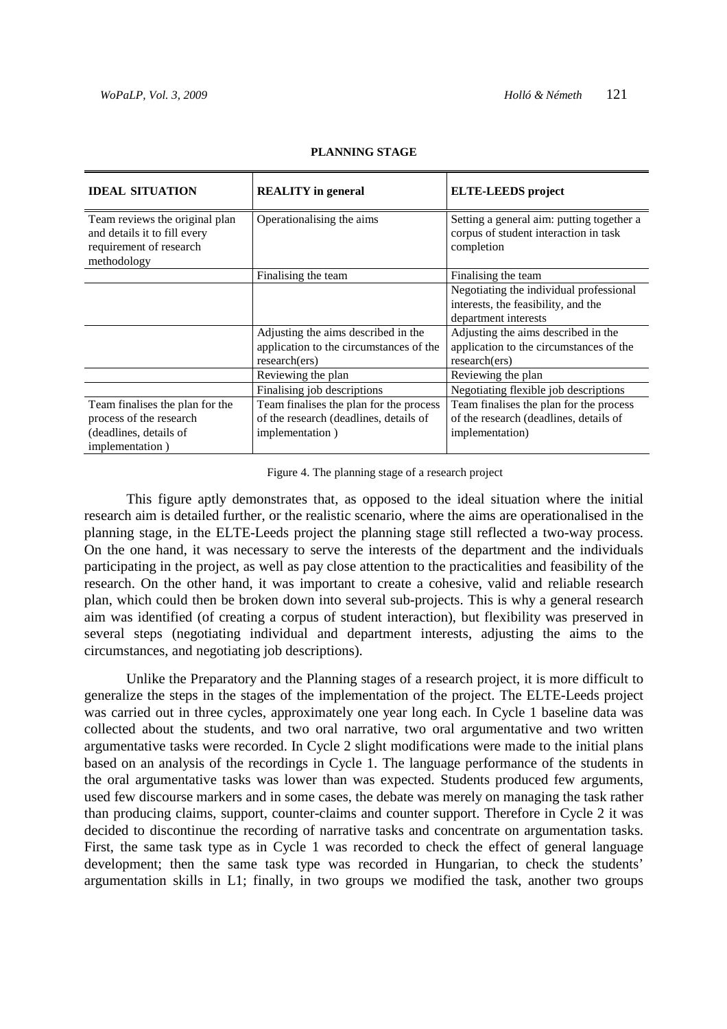**PLANNING STAGE**

| IDEAL SITUATION | REALITY in general | ELTE-LEEDS project |
|---|---|---|
| Team reviews the original plan and details it to fill every requirement of research methodology | Operationalising the aims | Setting a general aim: putting together a corpus of student interaction in task completion |
| | Finalising the team | Finalising the team |
| | | Negotiating the individual professional interests, the feasibility, and the department interests |
| | Adjusting the aims described in the application to the circumstances of the research(ers) | Adjusting the aims described in the application to the circumstances of the research(ers) |
| | Reviewing the plan | Reviewing the plan |
| | Finalising job descriptions | Negotiating flexible job descriptions |
| Team finalises the plan for the process of the research (deadlines, details of implementation ) | Team finalises the plan for the process of the research (deadlines, details of implementation ) | Team finalises the plan for the process of the research (deadlines, details of implementation) |

Figure 4. The planning stage of a research project

This figure aptly demonstrates that, as opposed to the ideal situation where the initial research aim is detailed further, or the realistic scenario, where the aims are operationalised in the planning stage, in the ELTE-Leeds project the planning stage still reflected a two-way process. On the one hand, it was necessary to serve the interests of the department and the individuals participating in the project, as well as pay close attention to the practicalities and feasibility of the research. On the other hand, it was important to create a cohesive, valid and reliable research plan, which could then be broken down into several sub-projects. This is why a general research aim was identified (of creating a corpus of student interaction), but flexibility was preserved in several steps (negotiating individual and department interests, adjusting the aims to the circumstances, and negotiating job descriptions).

Unlike the Preparatory and the Planning stages of a research project, it is more difficult to generalize the steps in the stages of the implementation of the project. The ELTE-Leeds project was carried out in three cycles, approximately one year long each. In Cycle 1 baseline data was collected about the students, and two oral narrative, two oral argumentative and two written argumentative tasks were recorded. In Cycle 2 slight modifications were made to the initial plans based on an analysis of the recordings in Cycle 1. The language performance of the students in the oral argumentative tasks was lower than was expected. Students produced few arguments, used few discourse markers and in some cases, the debate was merely on managing the task rather than producing claims, support, counter-claims and counter support. Therefore in Cycle 2 it was decided to discontinue the recording of narrative tasks and concentrate on argumentation tasks. First, the same task type as in Cycle 1 was recorded to check the effect of general language development; then the same task type was recorded in Hungarian, to check the students' argumentation skills in L1; finally, in two groups we modified the task, another two groups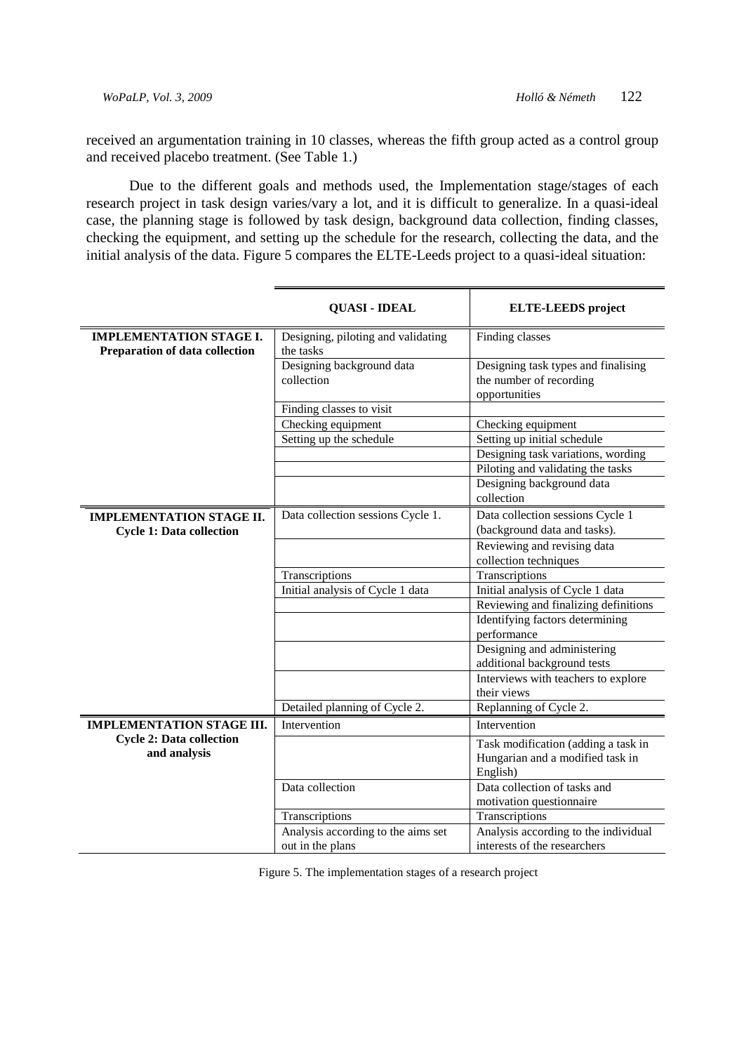received an argumentation training in 10 classes, whereas the fifth group acted as a control group and received placebo treatment. (See Table 1.)

Due to the different goals and methods used, the Implementation stage/stages of each research project in task design varies/vary a lot, and it is difficult to generalize. In a quasi-ideal case, the planning stage is followed by task design, background data collection, finding classes, checking the equipment, and setting up the schedule for the research, collecting the data, and the initial analysis of the data. Figure 5 compares the ELTE-Leeds project to a quasi-ideal situation:

| | QUASI - IDEAL | ELTE-LEEDS project |
|---|---|---|
| **IMPLEMENTATION STAGE I. Preparation of data collection** | Designing, piloting and validating the tasks | Finding classes |
| | Designing background data collection | Designing task types and finalising the number of recording opportunities |
| | Finding classes to visit | |
| | Checking equipment | Checking equipment |
| | Setting up the schedule | Setting up initial schedule |
| | | Designing task variations, wording |
| | | Piloting and validating the tasks |
| | | Designing background data collection |
| **IMPLEMENTATION STAGE II. Cycle 1: Data collection** | Data collection sessions Cycle 1. | Data collection sessions Cycle 1 (background data and tasks). |
| | | Reviewing and revising data collection techniques |
| | Transcriptions | Transcriptions |
| | Initial analysis of Cycle 1 data | Initial analysis of Cycle 1 data |
| | | Reviewing and finalizing definitions |
| | | Identifying factors determining performance |
| | | Designing and administering additional background tests |
| | | Interviews with teachers to explore their views |
| | Detailed planning of Cycle 2. | Replanning of Cycle 2. |
| **IMPLEMENTATION STAGE III. Cycle 2: Data collection and analysis** | Intervention | Intervention |
| | | Task modification (adding a task in Hungarian and a modified task in English) |
| | Data collection | Data collection of tasks and motivation questionnaire |
| | Transcriptions | Transcriptions |
| | Analysis according to the aims set out in the plans | Analysis according to the individual interests of the researchers |

Figure 5. The implementation stages of a research project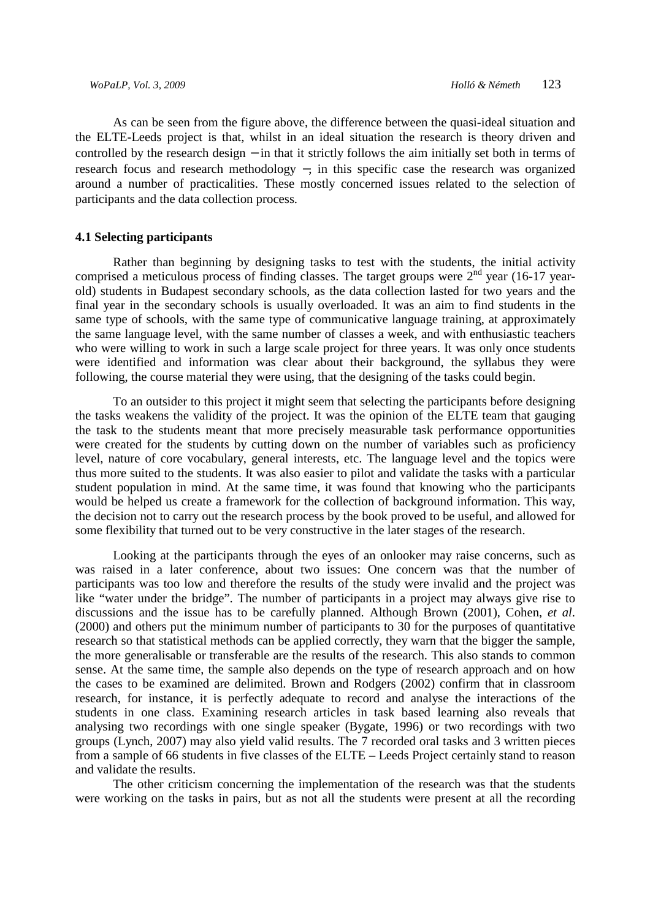As can be seen from the figure above, the difference between the quasi-ideal situation and the ELTE-Leeds project is that, whilst in an ideal situation the research is theory driven and controlled by the research design − in that it strictly follows the aim initially set both in terms of research focus and research methodology −, in this specific case the research was organized around a number of practicalities. These mostly concerned issues related to the selection of participants and the data collection process.

### 4.1 Selecting participants

Rather than beginning by designing tasks to test with the students, the initial activity comprised a meticulous process of finding classes. The target groups were 2nd year (16-17 year-old) students in Budapest secondary schools, as the data collection lasted for two years and the final year in the secondary schools is usually overloaded. It was an aim to find students in the same type of schools, with the same type of communicative language training, at approximately the same language level, with the same number of classes a week, and with enthusiastic teachers who were willing to work in such a large scale project for three years. It was only once students were identified and information was clear about their background, the syllabus they were following, the course material they were using, that the designing of the tasks could begin.

To an outsider to this project it might seem that selecting the participants before designing the tasks weakens the validity of the project. It was the opinion of the ELTE team that gauging the task to the students meant that more precisely measurable task performance opportunities were created for the students by cutting down on the number of variables such as proficiency level, nature of core vocabulary, general interests, etc. The language level and the topics were thus more suited to the students. It was also easier to pilot and validate the tasks with a particular student population in mind. At the same time, it was found that knowing who the participants would be helped us create a framework for the collection of background information. This way, the decision not to carry out the research process by the book proved to be useful, and allowed for some flexibility that turned out to be very constructive in the later stages of the research.

Looking at the participants through the eyes of an onlooker may raise concerns, such as was raised in a later conference, about two issues: One concern was that the number of participants was too low and therefore the results of the study were invalid and the project was like "water under the bridge". The number of participants in a project may always give rise to discussions and the issue has to be carefully planned. Although Brown (2001), Cohen, *et al*. (2000) and others put the minimum number of participants to 30 for the purposes of quantitative research so that statistical methods can be applied correctly, they warn that the bigger the sample, the more generalisable or transferable are the results of the research. This also stands to common sense. At the same time, the sample also depends on the type of research approach and on how the cases to be examined are delimited. Brown and Rodgers (2002) confirm that in classroom research, for instance, it is perfectly adequate to record and analyse the interactions of the students in one class. Examining research articles in task based learning also reveals that analysing two recordings with one single speaker (Bygate, 1996) or two recordings with two groups (Lynch, 2007) may also yield valid results. The 7 recorded oral tasks and 3 written pieces from a sample of 66 students in five classes of the ELTE – Leeds Project certainly stand to reason and validate the results.

The other criticism concerning the implementation of the research was that the students were working on the tasks in pairs, but as not all the students were present at all the recording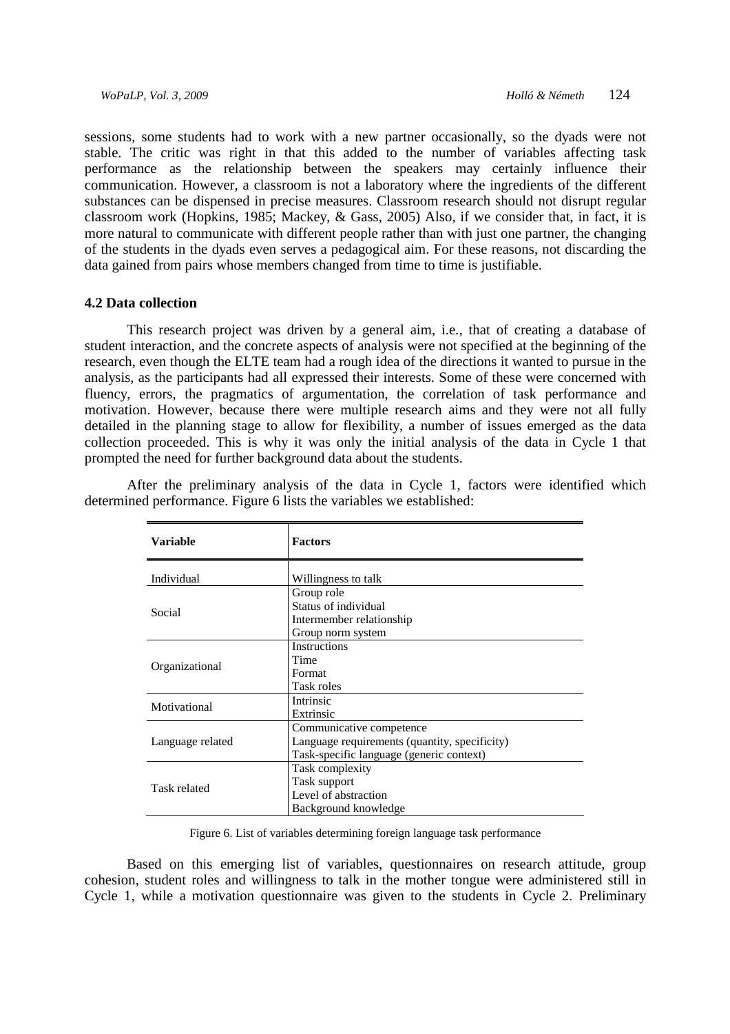sessions, some students had to work with a new partner occasionally, so the dyads were not stable. The critic was right in that this added to the number of variables affecting task performance as the relationship between the speakers may certainly influence their communication. However, a classroom is not a laboratory where the ingredients of the different substances can be dispensed in precise measures. Classroom research should not disrupt regular classroom work (Hopkins, 1985; Mackey, & Gass, 2005) Also, if we consider that, in fact, it is more natural to communicate with different people rather than with just one partner, the changing of the students in the dyads even serves a pedagogical aim. For these reasons, not discarding the data gained from pairs whose members changed from time to time is justifiable.

### 4.2 Data collection

This research project was driven by a general aim, i.e., that of creating a database of student interaction, and the concrete aspects of analysis were not specified at the beginning of the research, even though the ELTE team had a rough idea of the directions it wanted to pursue in the analysis, as the participants had all expressed their interests. Some of these were concerned with fluency, errors, the pragmatics of argumentation, the correlation of task performance and motivation. However, because there were multiple research aims and they were not all fully detailed in the planning stage to allow for flexibility, a number of issues emerged as the data collection proceeded. This is why it was only the initial analysis of the data in Cycle 1 that prompted the need for further background data about the students.

After the preliminary analysis of the data in Cycle 1, factors were identified which determined performance. Figure 6 lists the variables we established:

| Variable | Factors |
|---|---|
| Individual | Willingness to talk |
| Social | Group role<br>Status of individual<br>Intermember relationship<br>Group norm system |
| Organizational | Instructions<br>Time<br>Format<br>Task roles |
| Motivational | Intrinsic<br>Extrinsic |
| Language related | Communicative competence<br>Language requirements (quantity, specificity)<br>Task-specific language (generic context) |
| Task related | Task complexity<br>Task support<br>Level of abstraction<br>Background knowledge |

Figure 6. List of variables determining foreign language task performance

Based on this emerging list of variables, questionnaires on research attitude, group cohesion, student roles and willingness to talk in the mother tongue were administered still in Cycle 1, while a motivation questionnaire was given to the students in Cycle 2. Preliminary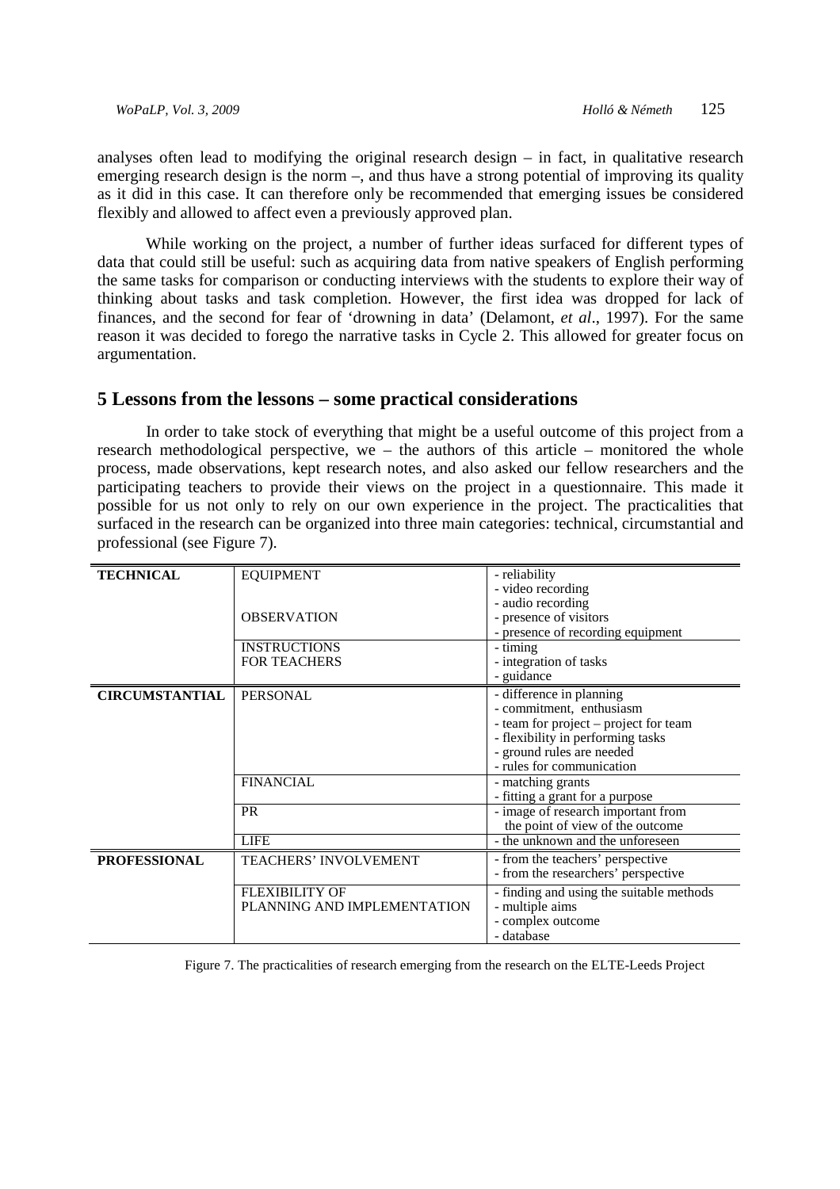analyses often lead to modifying the original research design – in fact, in qualitative research emerging research design is the norm –, and thus have a strong potential of improving its quality as it did in this case. It can therefore only be recommended that emerging issues be considered flexibly and allowed to affect even a previously approved plan.

While working on the project, a number of further ideas surfaced for different types of data that could still be useful: such as acquiring data from native speakers of English performing the same tasks for comparison or conducting interviews with the students to explore their way of thinking about tasks and task completion. However, the first idea was dropped for lack of finances, and the second for fear of 'drowning in data' (Delamont, *et al*., 1997). For the same reason it was decided to forego the narrative tasks in Cycle 2. This allowed for greater focus on argumentation.

## 5 Lessons from the lessons – some practical considerations

In order to take stock of everything that might be a useful outcome of this project from a research methodological perspective, we – the authors of this article – monitored the whole process, made observations, kept research notes, and also asked our fellow researchers and the participating teachers to provide their views on the project in a questionnaire. This made it possible for us not only to rely on our own experience in the project. The practicalities that surfaced in the research can be organized into three main categories: technical, circumstantial and professional (see Figure 7).

| | | |
|---|---|---|
| **TECHNICAL** | EQUIPMENT | - reliability<br>- video recording<br>- audio recording |
| | OBSERVATION | - presence of visitors<br>- presence of recording equipment |
| | INSTRUCTIONS FOR TEACHERS | - timing<br>- integration of tasks<br>- guidance |
| **CIRCUMSTANTIAL** | PERSONAL | - difference in planning<br>- commitment, enthusiasm<br>- team for project – project for team<br>- flexibility in performing tasks<br>- ground rules are needed<br>- rules for communication |
| | FINANCIAL | - matching grants<br>- fitting a grant for a purpose |
| | PR | - image of research important from the point of view of the outcome |
| | LIFE | - the unknown and the unforeseen |
| **PROFESSIONAL** | TEACHERS' INVOLVEMENT | - from the teachers' perspective<br>- from the researchers' perspective |
| | FLEXIBILITY OF PLANNING AND IMPLEMENTATION | - finding and using the suitable methods<br>- multiple aims<br>- complex outcome<br>- database |

Figure 7. The practicalities of research emerging from the research on the ELTE-Leeds Project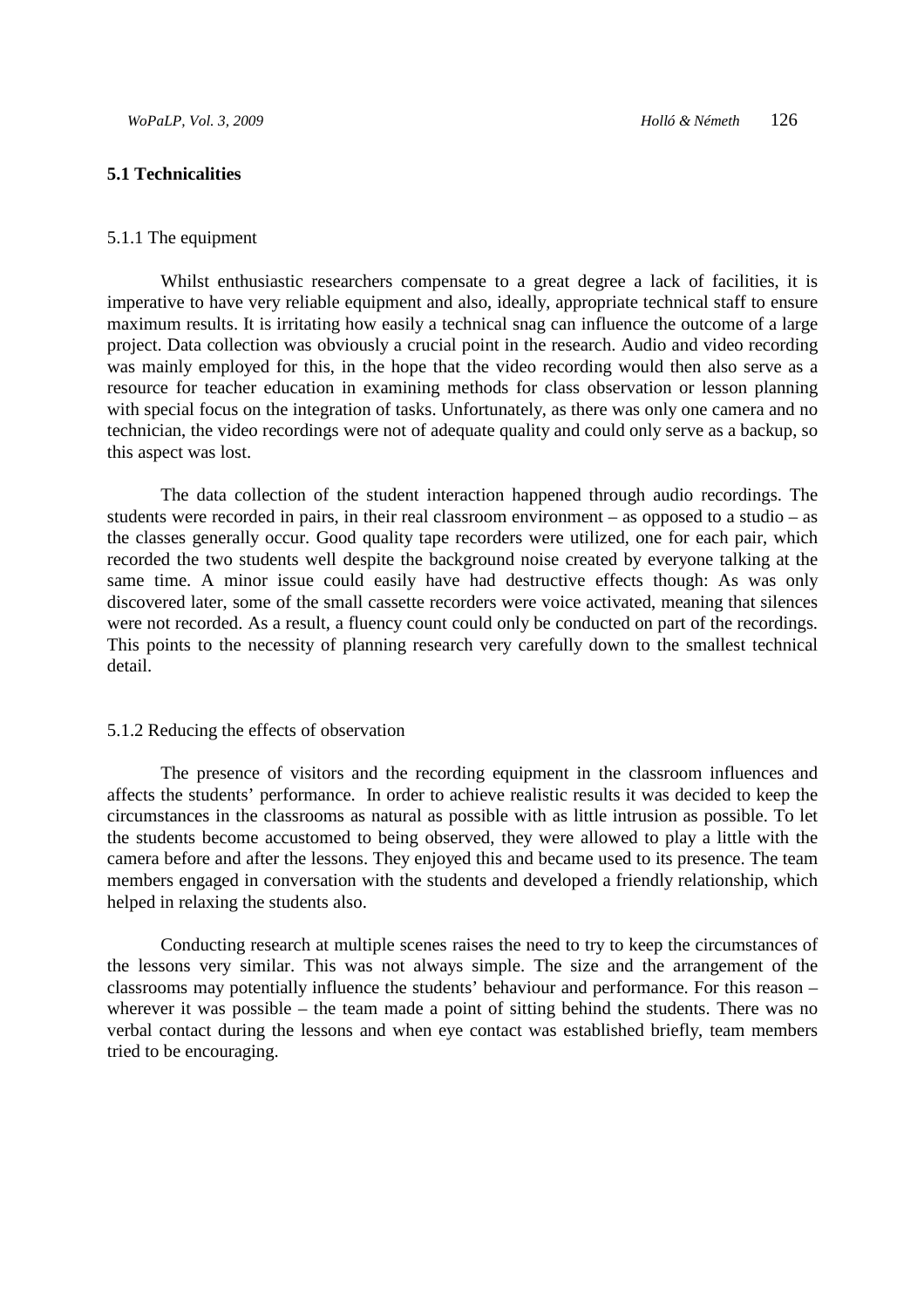### 5.1 Technicalities

#### 5.1.1 The equipment

Whilst enthusiastic researchers compensate to a great degree a lack of facilities, it is imperative to have very reliable equipment and also, ideally, appropriate technical staff to ensure maximum results. It is irritating how easily a technical snag can influence the outcome of a large project. Data collection was obviously a crucial point in the research. Audio and video recording was mainly employed for this, in the hope that the video recording would then also serve as a resource for teacher education in examining methods for class observation or lesson planning with special focus on the integration of tasks. Unfortunately, as there was only one camera and no technician, the video recordings were not of adequate quality and could only serve as a backup, so this aspect was lost.

The data collection of the student interaction happened through audio recordings. The students were recorded in pairs, in their real classroom environment – as opposed to a studio – as the classes generally occur. Good quality tape recorders were utilized, one for each pair, which recorded the two students well despite the background noise created by everyone talking at the same time. A minor issue could easily have had destructive effects though: As was only discovered later, some of the small cassette recorders were voice activated, meaning that silences were not recorded. As a result, a fluency count could only be conducted on part of the recordings. This points to the necessity of planning research very carefully down to the smallest technical detail.

#### 5.1.2 Reducing the effects of observation

The presence of visitors and the recording equipment in the classroom influences and affects the students' performance. In order to achieve realistic results it was decided to keep the circumstances in the classrooms as natural as possible with as little intrusion as possible. To let the students become accustomed to being observed, they were allowed to play a little with the camera before and after the lessons. They enjoyed this and became used to its presence. The team members engaged in conversation with the students and developed a friendly relationship, which helped in relaxing the students also.

Conducting research at multiple scenes raises the need to try to keep the circumstances of the lessons very similar. This was not always simple. The size and the arrangement of the classrooms may potentially influence the students' behaviour and performance. For this reason – wherever it was possible – the team made a point of sitting behind the students. There was no verbal contact during the lessons and when eye contact was established briefly, team members tried to be encouraging.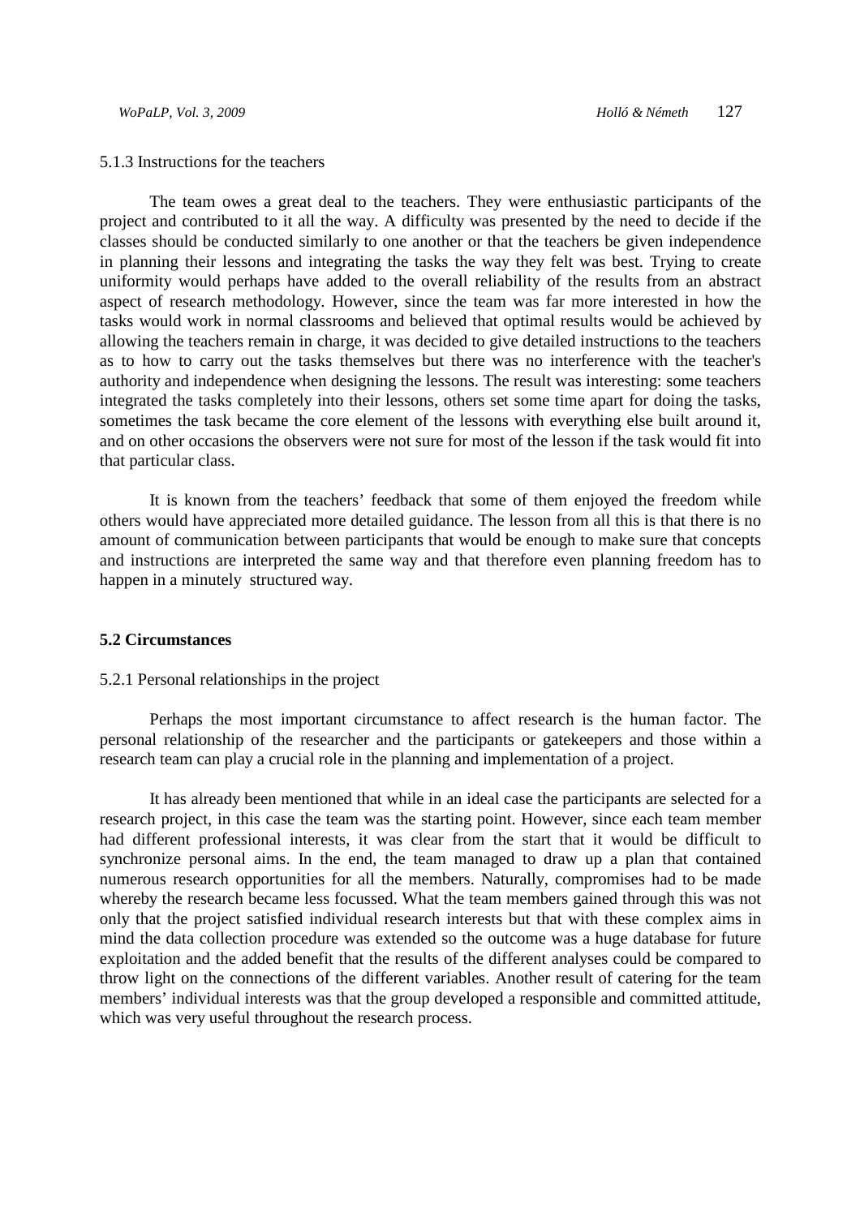5.1.3 Instructions for the teachers

The team owes a great deal to the teachers. They were enthusiastic participants of the project and contributed to it all the way. A difficulty was presented by the need to decide if the classes should be conducted similarly to one another or that the teachers be given independence in planning their lessons and integrating the tasks the way they felt was best. Trying to create uniformity would perhaps have added to the overall reliability of the results from an abstract aspect of research methodology. However, since the team was far more interested in how the tasks would work in normal classrooms and believed that optimal results would be achieved by allowing the teachers remain in charge, it was decided to give detailed instructions to the teachers as to how to carry out the tasks themselves but there was no interference with the teacher's authority and independence when designing the lessons. The result was interesting: some teachers integrated the tasks completely into their lessons, others set some time apart for doing the tasks, sometimes the task became the core element of the lessons with everything else built around it, and on other occasions the observers were not sure for most of the lesson if the task would fit into that particular class.

It is known from the teachers' feedback that some of them enjoyed the freedom while others would have appreciated more detailed guidance. The lesson from all this is that there is no amount of communication between participants that would be enough to make sure that concepts and instructions are interpreted the same way and that therefore even planning freedom has to happen in a minutely structured way.

**5.2 Circumstances**

5.2.1 Personal relationships in the project

Perhaps the most important circumstance to affect research is the human factor. The personal relationship of the researcher and the participants or gatekeepers and those within a research team can play a crucial role in the planning and implementation of a project.

It has already been mentioned that while in an ideal case the participants are selected for a research project, in this case the team was the starting point. However, since each team member had different professional interests, it was clear from the start that it would be difficult to synchronize personal aims. In the end, the team managed to draw up a plan that contained numerous research opportunities for all the members. Naturally, compromises had to be made whereby the research became less focussed. What the team members gained through this was not only that the project satisfied individual research interests but that with these complex aims in mind the data collection procedure was extended so the outcome was a huge database for future exploitation and the added benefit that the results of the different analyses could be compared to throw light on the connections of the different variables. Another result of catering for the team members' individual interests was that the group developed a responsible and committed attitude, which was very useful throughout the research process.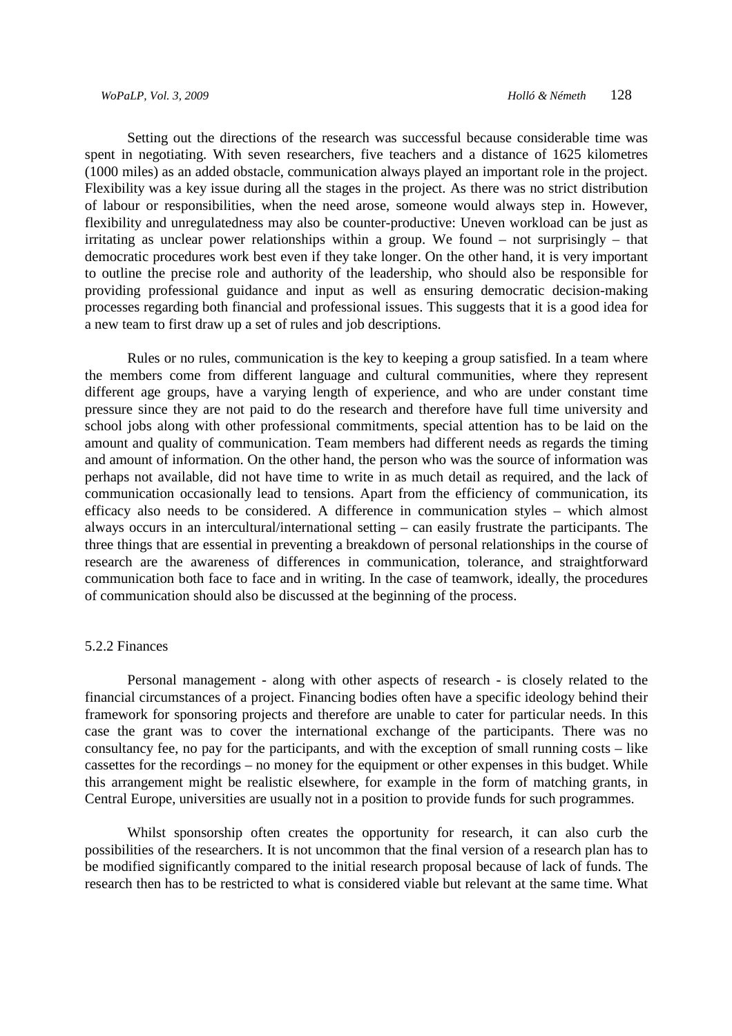Setting out the directions of the research was successful because considerable time was spent in negotiating. With seven researchers, five teachers and a distance of 1625 kilometres (1000 miles) as an added obstacle, communication always played an important role in the project. Flexibility was a key issue during all the stages in the project. As there was no strict distribution of labour or responsibilities, when the need arose, someone would always step in. However, flexibility and unregulatedness may also be counter-productive: Uneven workload can be just as irritating as unclear power relationships within a group. We found – not surprisingly – that democratic procedures work best even if they take longer. On the other hand, it is very important to outline the precise role and authority of the leadership, who should also be responsible for providing professional guidance and input as well as ensuring democratic decision-making processes regarding both financial and professional issues. This suggests that it is a good idea for a new team to first draw up a set of rules and job descriptions.

Rules or no rules, communication is the key to keeping a group satisfied. In a team where the members come from different language and cultural communities, where they represent different age groups, have a varying length of experience, and who are under constant time pressure since they are not paid to do the research and therefore have full time university and school jobs along with other professional commitments, special attention has to be laid on the amount and quality of communication. Team members had different needs as regards the timing and amount of information. On the other hand, the person who was the source of information was perhaps not available, did not have time to write in as much detail as required, and the lack of communication occasionally lead to tensions. Apart from the efficiency of communication, its efficacy also needs to be considered. A difference in communication styles – which almost always occurs in an intercultural/international setting – can easily frustrate the participants. The three things that are essential in preventing a breakdown of personal relationships in the course of research are the awareness of differences in communication, tolerance, and straightforward communication both face to face and in writing. In the case of teamwork, ideally, the procedures of communication should also be discussed at the beginning of the process.

#### 5.2.2 Finances

Personal management - along with other aspects of research - is closely related to the financial circumstances of a project. Financing bodies often have a specific ideology behind their framework for sponsoring projects and therefore are unable to cater for particular needs. In this case the grant was to cover the international exchange of the participants. There was no consultancy fee, no pay for the participants, and with the exception of small running costs – like cassettes for the recordings – no money for the equipment or other expenses in this budget. While this arrangement might be realistic elsewhere, for example in the form of matching grants, in Central Europe, universities are usually not in a position to provide funds for such programmes.

Whilst sponsorship often creates the opportunity for research, it can also curb the possibilities of the researchers. It is not uncommon that the final version of a research plan has to be modified significantly compared to the initial research proposal because of lack of funds. The research then has to be restricted to what is considered viable but relevant at the same time. What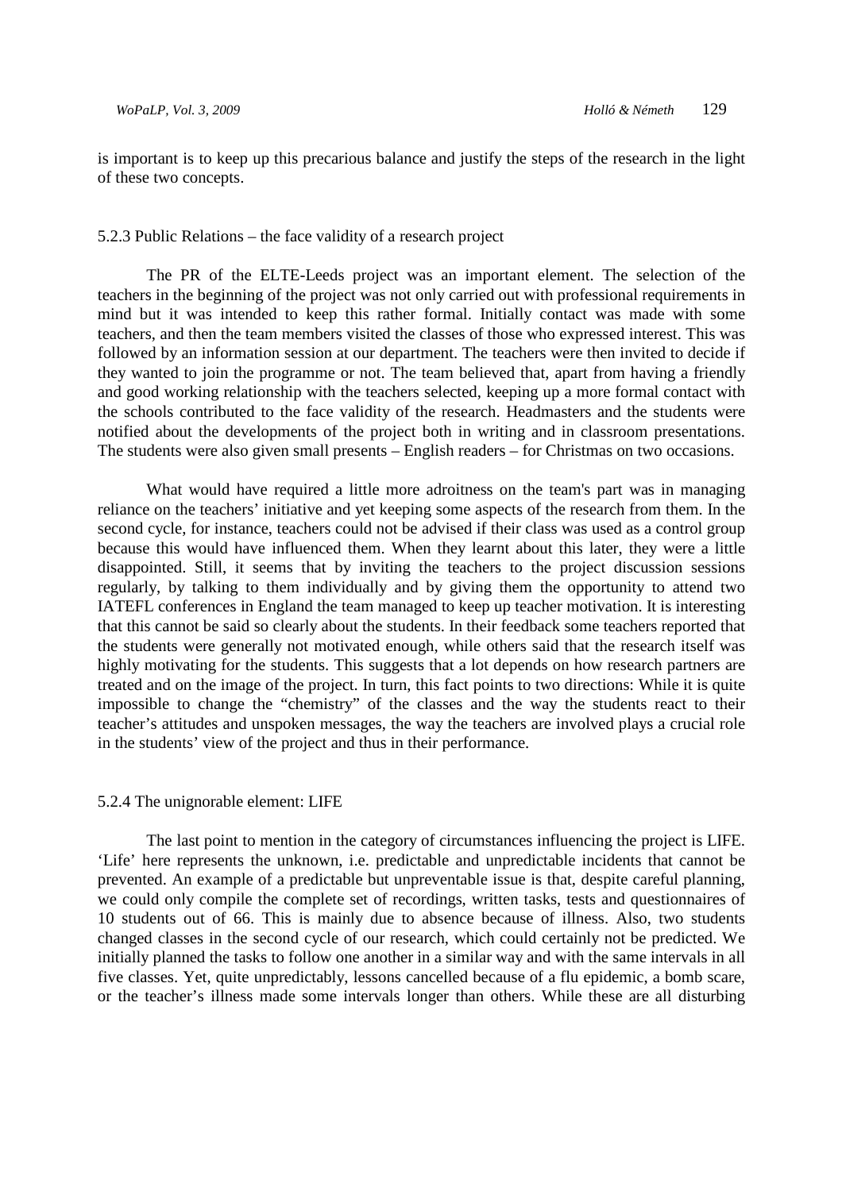is important is to keep up this precarious balance and justify the steps of the research in the light of these two concepts.

### 5.2.3 Public Relations – the face validity of a research project

The PR of the ELTE-Leeds project was an important element. The selection of the teachers in the beginning of the project was not only carried out with professional requirements in mind but it was intended to keep this rather formal. Initially contact was made with some teachers, and then the team members visited the classes of those who expressed interest. This was followed by an information session at our department. The teachers were then invited to decide if they wanted to join the programme or not. The team believed that, apart from having a friendly and good working relationship with the teachers selected, keeping up a more formal contact with the schools contributed to the face validity of the research. Headmasters and the students were notified about the developments of the project both in writing and in classroom presentations. The students were also given small presents – English readers – for Christmas on two occasions.

What would have required a little more adroitness on the team's part was in managing reliance on the teachers' initiative and yet keeping some aspects of the research from them. In the second cycle, for instance, teachers could not be advised if their class was used as a control group because this would have influenced them. When they learnt about this later, they were a little disappointed. Still, it seems that by inviting the teachers to the project discussion sessions regularly, by talking to them individually and by giving them the opportunity to attend two IATEFL conferences in England the team managed to keep up teacher motivation. It is interesting that this cannot be said so clearly about the students. In their feedback some teachers reported that the students were generally not motivated enough, while others said that the research itself was highly motivating for the students. This suggests that a lot depends on how research partners are treated and on the image of the project. In turn, this fact points to two directions: While it is quite impossible to change the "chemistry" of the classes and the way the students react to their teacher's attitudes and unspoken messages, the way the teachers are involved plays a crucial role in the students' view of the project and thus in their performance.

### 5.2.4 The unignorable element: LIFE

The last point to mention in the category of circumstances influencing the project is LIFE. 'Life' here represents the unknown, i.e. predictable and unpredictable incidents that cannot be prevented. An example of a predictable but unpreventable issue is that, despite careful planning, we could only compile the complete set of recordings, written tasks, tests and questionnaires of 10 students out of 66. This is mainly due to absence because of illness. Also, two students changed classes in the second cycle of our research, which could certainly not be predicted. We initially planned the tasks to follow one another in a similar way and with the same intervals in all five classes. Yet, quite unpredictably, lessons cancelled because of a flu epidemic, a bomb scare, or the teacher's illness made some intervals longer than others. While these are all disturbing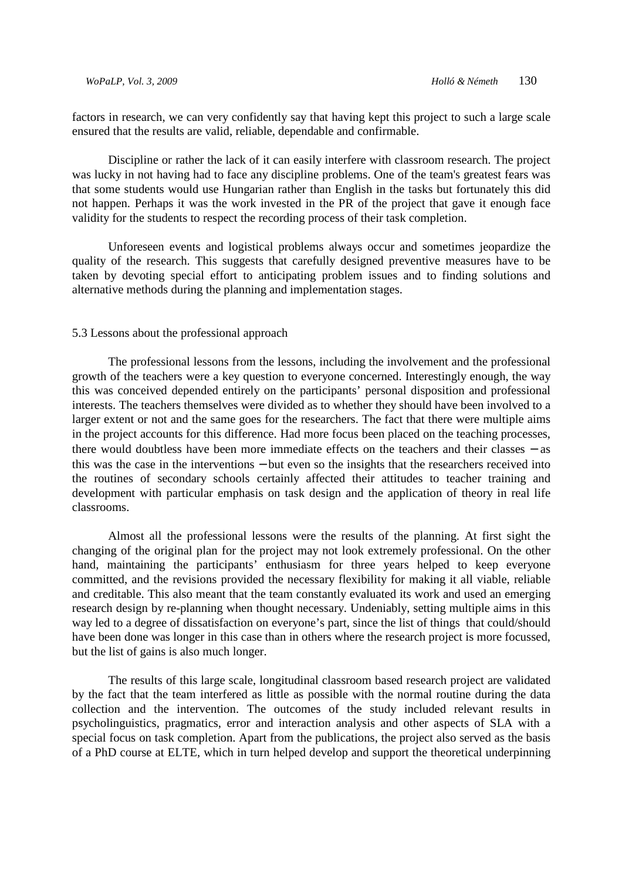factors in research, we can very confidently say that having kept this project to such a large scale ensured that the results are valid, reliable, dependable and confirmable.

Discipline or rather the lack of it can easily interfere with classroom research. The project was lucky in not having had to face any discipline problems. One of the team's greatest fears was that some students would use Hungarian rather than English in the tasks but fortunately this did not happen. Perhaps it was the work invested in the PR of the project that gave it enough face validity for the students to respect the recording process of their task completion.

Unforeseen events and logistical problems always occur and sometimes jeopardize the quality of the research. This suggests that carefully designed preventive measures have to be taken by devoting special effort to anticipating problem issues and to finding solutions and alternative methods during the planning and implementation stages.

### 5.3 Lessons about the professional approach

The professional lessons from the lessons, including the involvement and the professional growth of the teachers were a key question to everyone concerned. Interestingly enough, the way this was conceived depended entirely on the participants' personal disposition and professional interests. The teachers themselves were divided as to whether they should have been involved to a larger extent or not and the same goes for the researchers. The fact that there were multiple aims in the project accounts for this difference. Had more focus been placed on the teaching processes, there would doubtless have been more immediate effects on the teachers and their classes – as this was the case in the interventions – but even so the insights that the researchers received into the routines of secondary schools certainly affected their attitudes to teacher training and development with particular emphasis on task design and the application of theory in real life classrooms.

Almost all the professional lessons were the results of the planning. At first sight the changing of the original plan for the project may not look extremely professional. On the other hand, maintaining the participants' enthusiasm for three years helped to keep everyone committed, and the revisions provided the necessary flexibility for making it all viable, reliable and creditable. This also meant that the team constantly evaluated its work and used an emerging research design by re-planning when thought necessary. Undeniably, setting multiple aims in this way led to a degree of dissatisfaction on everyone's part, since the list of things that could/should have been done was longer in this case than in others where the research project is more focussed, but the list of gains is also much longer.

The results of this large scale, longitudinal classroom based research project are validated by the fact that the team interfered as little as possible with the normal routine during the data collection and the intervention. The outcomes of the study included relevant results in psycholinguistics, pragmatics, error and interaction analysis and other aspects of SLA with a special focus on task completion. Apart from the publications, the project also served as the basis of a PhD course at ELTE, which in turn helped develop and support the theoretical underpinning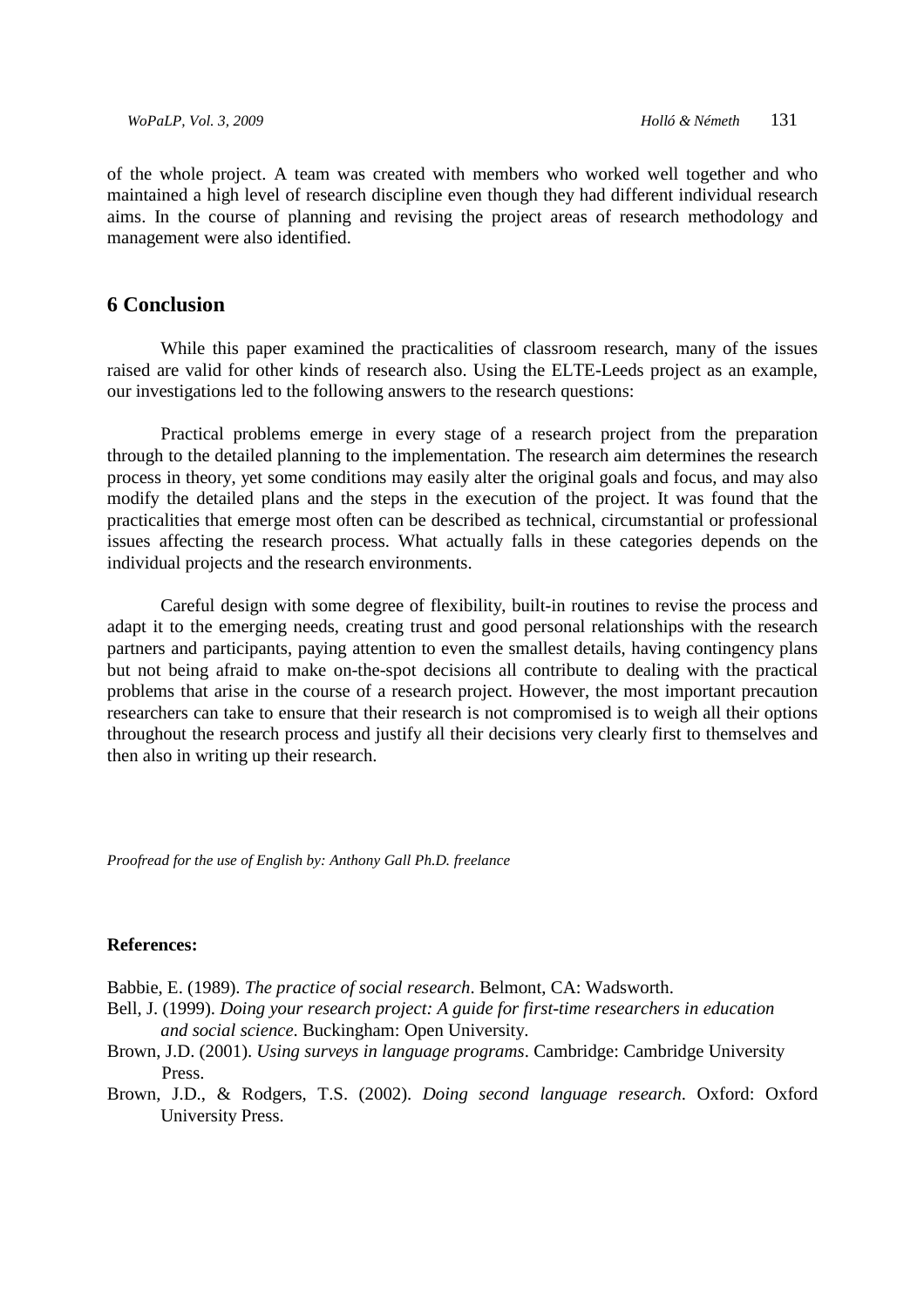of the whole project. A team was created with members who worked well together and who maintained a high level of research discipline even though they had different individual research aims. In the course of planning and revising the project areas of research methodology and management were also identified.

## 6 Conclusion

While this paper examined the practicalities of classroom research, many of the issues raised are valid for other kinds of research also. Using the ELTE-Leeds project as an example, our investigations led to the following answers to the research questions:

Practical problems emerge in every stage of a research project from the preparation through to the detailed planning to the implementation. The research aim determines the research process in theory, yet some conditions may easily alter the original goals and focus, and may also modify the detailed plans and the steps in the execution of the project. It was found that the practicalities that emerge most often can be described as technical, circumstantial or professional issues affecting the research process. What actually falls in these categories depends on the individual projects and the research environments.

Careful design with some degree of flexibility, built-in routines to revise the process and adapt it to the emerging needs, creating trust and good personal relationships with the research partners and participants, paying attention to even the smallest details, having contingency plans but not being afraid to make on-the-spot decisions all contribute to dealing with the practical problems that arise in the course of a research project. However, the most important precaution researchers can take to ensure that their research is not compromised is to weigh all their options throughout the research process and justify all their decisions very clearly first to themselves and then also in writing up their research.

*Proofread for the use of English by: Anthony Gall Ph.D. freelance*

**References:**

Babbie, E. (1989). *The practice of social research*. Belmont, CA: Wadsworth.

Bell, J. (1999). *Doing your research project: A guide for first-time researchers in education and social science*. Buckingham: Open University.

Brown, J.D. (2001). *Using surveys in language programs*. Cambridge: Cambridge University Press.

Brown, J.D., & Rodgers, T.S. (2002). *Doing second language research*. Oxford: Oxford University Press.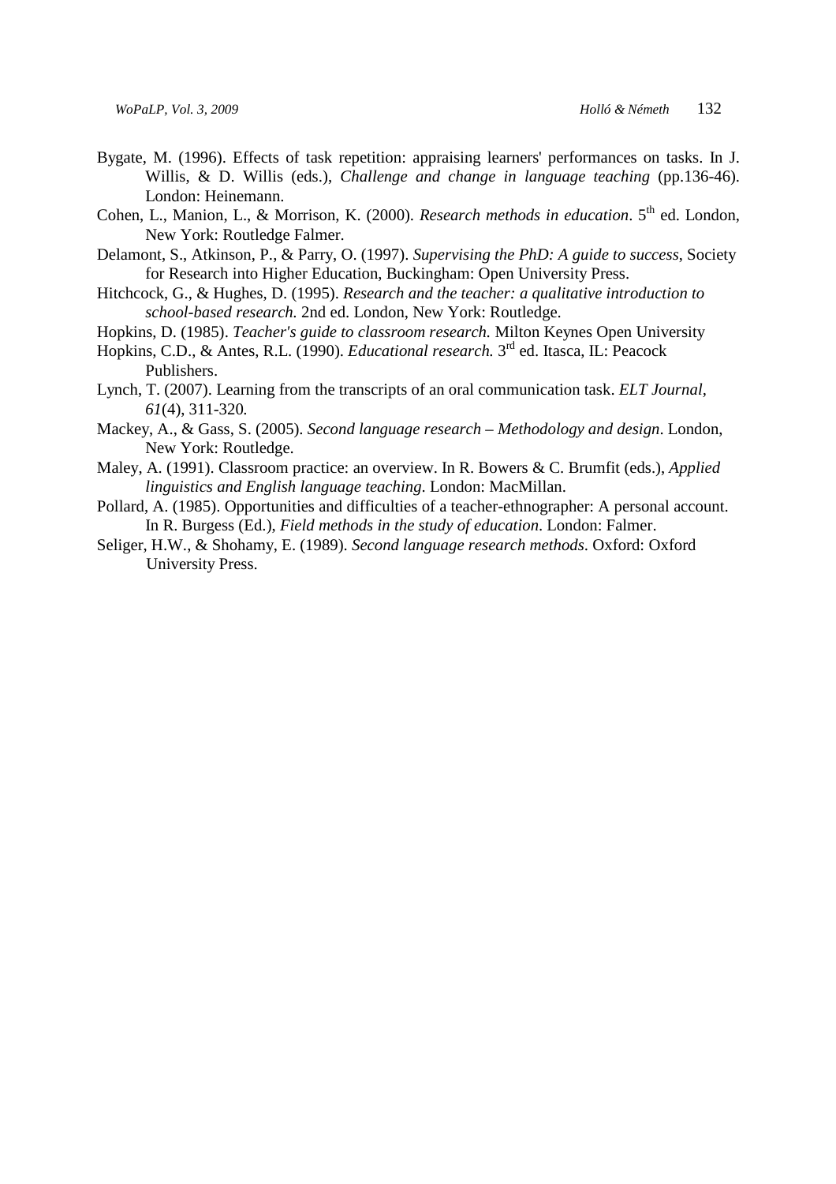Bygate, M. (1996). Effects of task repetition: appraising learners' performances on tasks. In J. Willis, & D. Willis (eds.), *Challenge and change in language teaching* (pp.136-46). London: Heinemann.

Cohen, L., Manion, L., & Morrison, K. (2000). *Research methods in education*. 5th ed. London, New York: Routledge Falmer.

Delamont, S., Atkinson, P., & Parry, O. (1997). *Supervising the PhD: A guide to success*, Society for Research into Higher Education, Buckingham: Open University Press.

Hitchcock, G., & Hughes, D. (1995). *Research and the teacher: a qualitative introduction to school-based research.* 2nd ed. London, New York: Routledge.

Hopkins, D. (1985). *Teacher's guide to classroom research.* Milton Keynes Open University

Hopkins, C.D., & Antes, R.L. (1990). *Educational research.* 3rd ed. Itasca, IL: Peacock Publishers.

Lynch, T. (2007). Learning from the transcripts of an oral communication task. *ELT Journal, 61*(4), 311-320.

Mackey, A., & Gass, S. (2005). *Second language research – Methodology and design*. London, New York: Routledge.

Maley, A. (1991). Classroom practice: an overview. In R. Bowers & C. Brumfit (eds.), *Applied linguistics and English language teaching*. London: MacMillan.

Pollard, A. (1985). Opportunities and difficulties of a teacher-ethnographer: A personal account. In R. Burgess (Ed.), *Field methods in the study of education*. London: Falmer.

Seliger, H.W., & Shohamy, E. (1989). *Second language research methods*. Oxford: Oxford University Press.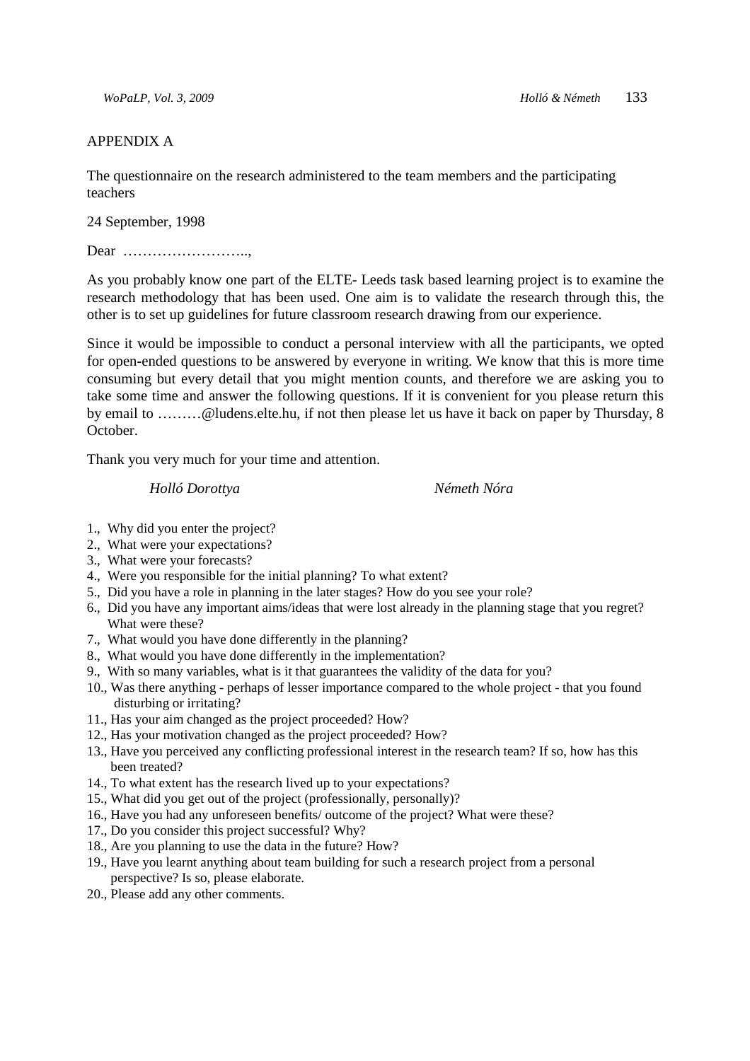APPENDIX A

The questionnaire on the research administered to the team members and the participating teachers

24 September, 1998

Dear ……………………..,

As you probably know one part of the ELTE- Leeds task based learning project is to examine the research methodology that has been used. One aim is to validate the research through this, the other is to set up guidelines for future classroom research drawing from our experience.

Since it would be impossible to conduct a personal interview with all the participants, we opted for open-ended questions to be answered by everyone in writing. We know that this is more time consuming but every detail that you might mention counts, and therefore we are asking you to take some time and answer the following questions. If it is convenient for you please return this by email to ………@ludens.elte.hu, if not then please let us have it back on paper by Thursday, 8 October.

Thank you very much for your time and attention.

*Holló Dorottya* *Németh Nóra*

1., Why did you enter the project?
2., What were your expectations?
3., What were your forecasts?
4., Were you responsible for the initial planning? To what extent?
5., Did you have a role in planning in the later stages? How do you see your role?
6., Did you have any important aims/ideas that were lost already in the planning stage that you regret? What were these?
7., What would you have done differently in the planning?
8., What would you have done differently in the implementation?
9., With so many variables, what is it that guarantees the validity of the data for you?
10., Was there anything - perhaps of lesser importance compared to the whole project - that you found disturbing or irritating?
11., Has your aim changed as the project proceeded? How?
12., Has your motivation changed as the project proceeded? How?
13., Have you perceived any conflicting professional interest in the research team? If so, how has this been treated?
14., To what extent has the research lived up to your expectations?
15., What did you get out of the project (professionally, personally)?
16., Have you had any unforeseen benefits/ outcome of the project? What were these?
17., Do you consider this project successful? Why?
18., Are you planning to use the data in the future? How?
19., Have you learnt anything about team building for such a research project from a personal perspective? Is so, please elaborate.
20., Please add any other comments.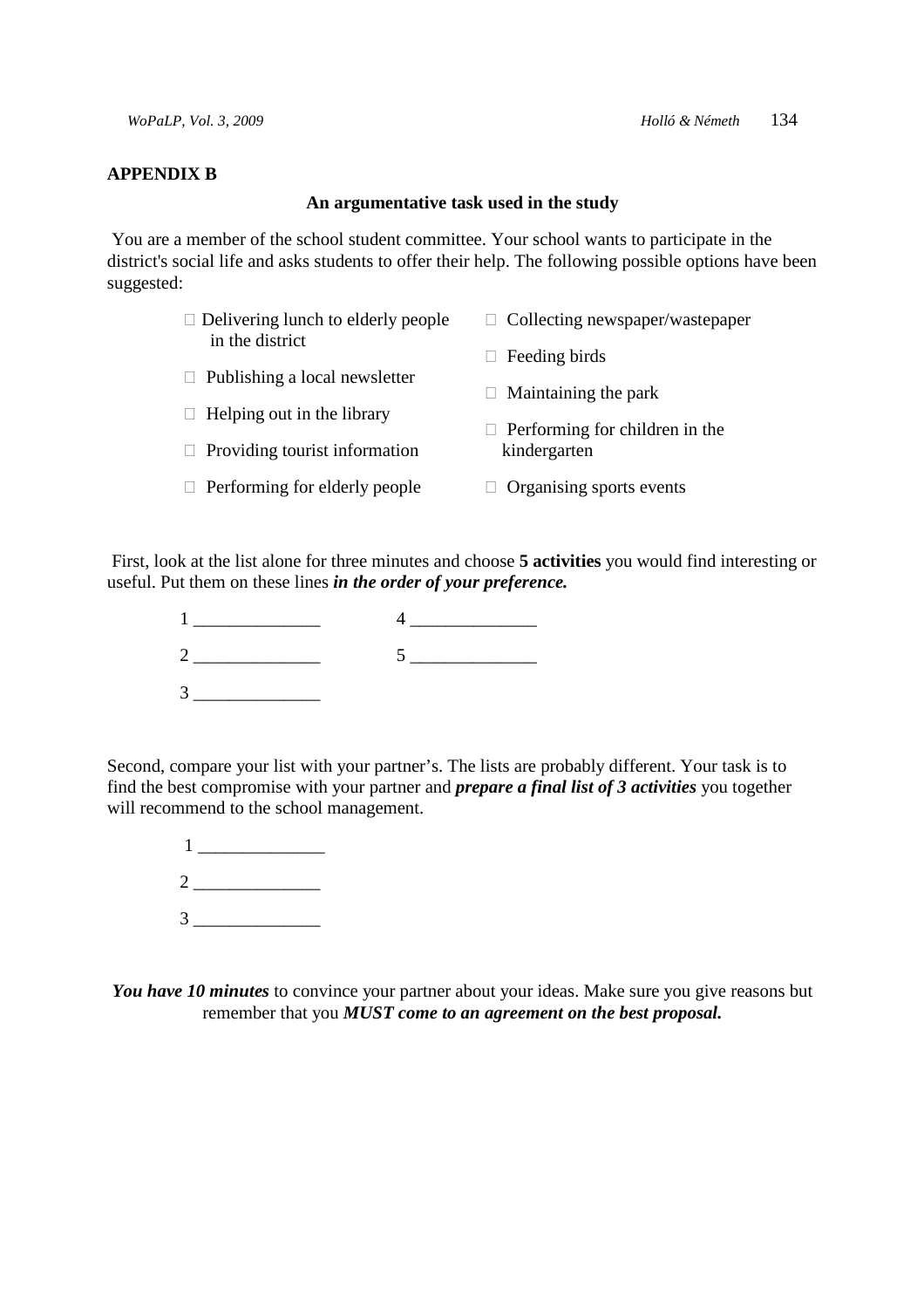## APPENDIX B

### An argumentative task used in the study

You are a member of the school student committee. Your school wants to participate in the district's social life and asks students to offer their help. The following possible options have been suggested:

- Delivering lunch to elderly people in the district
- Publishing a local newsletter
- Helping out in the library
- Providing tourist information
- Performing for elderly people
- Collecting newspaper/wastepaper
- Feeding birds
- Maintaining the park
- Performing for children in the kindergarten
- Organising sports events

First, look at the list alone for three minutes and choose **5 activities** you would find interesting or useful. Put them on these lines ***in the order of your preference.***

1 ______________ 4 ______________

2 ______________ 5 ______________

3 ______________

Second, compare your list with your partner's. The lists are probably different. Your task is to find the best compromise with your partner and ***prepare a final list of 3 activities*** you together will recommend to the school management.

1 ______________

2 ______________

3 ______________

***You have 10 minutes*** to convince your partner about your ideas. Make sure you give reasons but remember that you ***MUST come to an agreement on the best proposal.***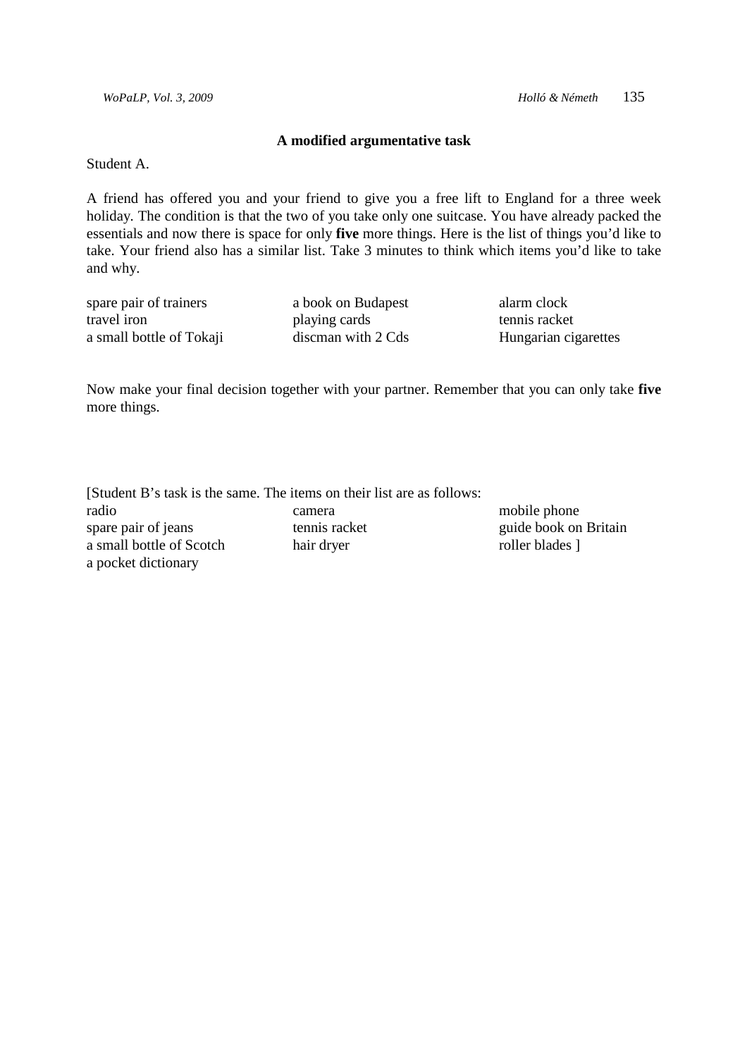### A modified argumentative task

Student A.

A friend has offered you and your friend to give you a free lift to England for a three week holiday. The condition is that the two of you take only one suitcase. You have already packed the essentials and now there is space for only **five** more things. Here is the list of things you'd like to take. Your friend also has a similar list. Take 3 minutes to think which items you'd like to take and why.

| | | |
|---|---|---|
| spare pair of trainers | a book on Budapest | alarm clock |
| travel iron | playing cards | tennis racket |
| a small bottle of Tokaji | discman with 2 Cds | Hungarian cigarettes |

Now make your final decision together with your partner. Remember that you can only take **five** more things.

[Student B's task is the same. The items on their list are as follows:

| | | |
|---|---|---|
| radio | camera | mobile phone |
| spare pair of jeans | tennis racket | guide book on Britain |
| a small bottle of Scotch | hair dryer | roller blades ] |
| a pocket dictionary | | |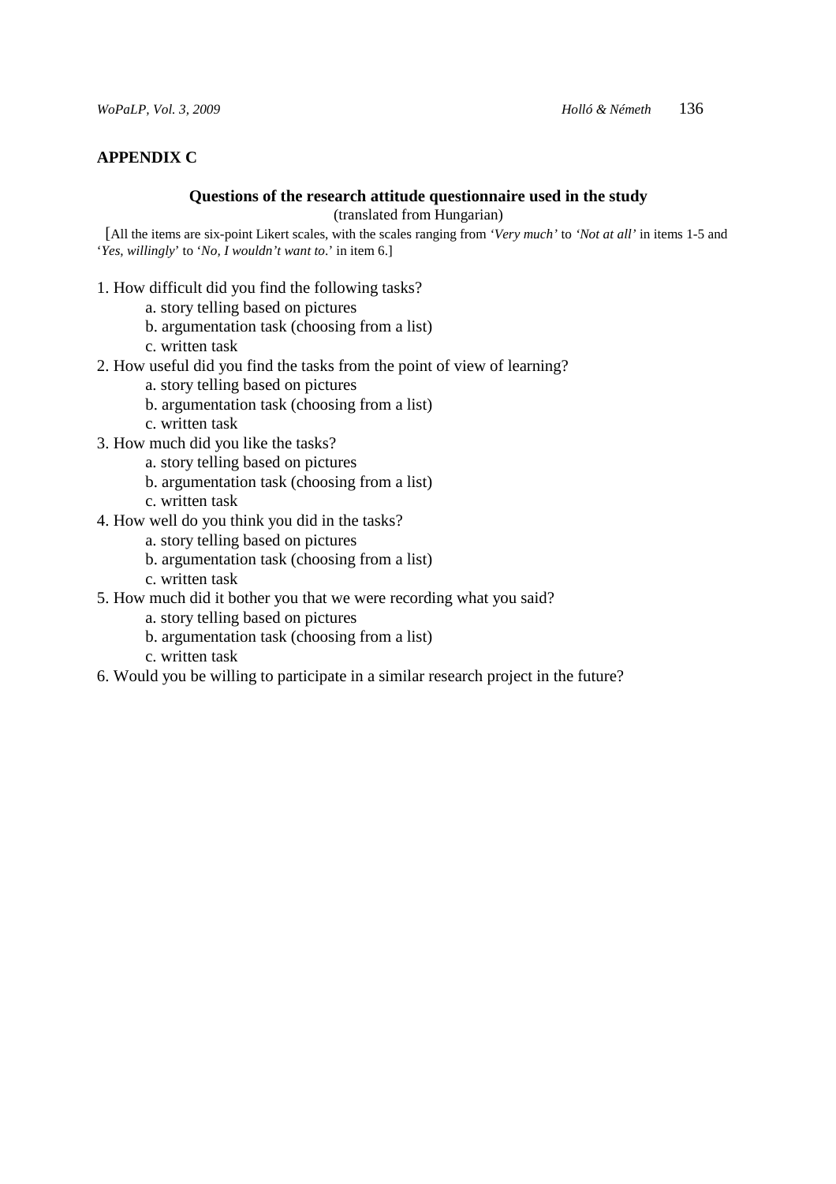## APPENDIX C

**Questions of the research attitude questionnaire used in the study**

(translated from Hungarian)

[All the items are six-point Likert scales, with the scales ranging from *'Very much'* to *'Not at all'* in items 1-5 and '*Yes, willingly*' to '*No, I wouldn't want to.*' in item 6.]

1. How difficult did you find the following tasks?
   a. story telling based on pictures
   b. argumentation task (choosing from a list)
   c. written task
2. How useful did you find the tasks from the point of view of learning?
   a. story telling based on pictures
   b. argumentation task (choosing from a list)
   c. written task
3. How much did you like the tasks?
   a. story telling based on pictures
   b. argumentation task (choosing from a list)
   c. written task
4. How well do you think you did in the tasks?
   a. story telling based on pictures
   b. argumentation task (choosing from a list)
   c. written task
5. How much did it bother you that we were recording what you said?
   a. story telling based on pictures
   b. argumentation task (choosing from a list)
   c. written task
6. Would you be willing to participate in a similar research project in the future?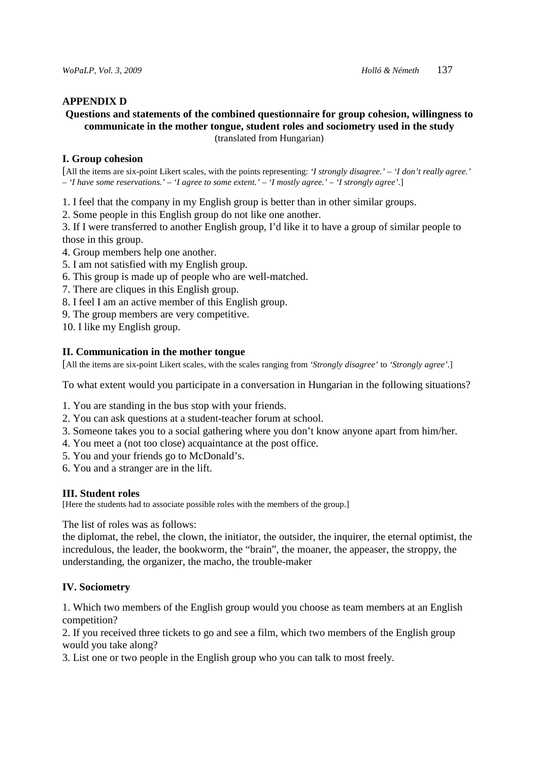## APPENDIX D

**Questions and statements of the combined questionnaire for group cohesion, willingness to communicate in the mother tongue, student roles and sociometry used in the study**
(translated from Hungarian)

### I. Group cohesion

[All the items are six-point Likert scales, with the points representing: *'I strongly disagree.'* – *'I don't really agree.'* – *'I have some reservations.'* – *'I agree to some extent.'* – *'I mostly agree.'* – *'I strongly agree'*.]

1. I feel that the company in my English group is better than in other similar groups.
2. Some people in this English group do not like one another.
3. If I were transferred to another English group, I'd like it to have a group of similar people to those in this group.
4. Group members help one another.
5. I am not satisfied with my English group.
6. This group is made up of people who are well-matched.
7. There are cliques in this English group.
8. I feel I am an active member of this English group.
9. The group members are very competitive.
10. I like my English group.

### II. Communication in the mother tongue

[All the items are six-point Likert scales, with the scales ranging from *'Strongly disagree'* to *'Strongly agree'*.]

To what extent would you participate in a conversation in Hungarian in the following situations?

1. You are standing in the bus stop with your friends.
2. You can ask questions at a student-teacher forum at school.
3. Someone takes you to a social gathering where you don't know anyone apart from him/her.
4. You meet a (not too close) acquaintance at the post office.
5. You and your friends go to McDonald's.
6. You and a stranger are in the lift.

### III. Student roles

[Here the students had to associate possible roles with the members of the group.]

The list of roles was as follows:
the diplomat, the rebel, the clown, the initiator, the outsider, the inquirer, the eternal optimist, the incredulous, the leader, the bookworm, the "brain", the moaner, the appeaser, the stroppy, the understanding, the organizer, the macho, the trouble-maker

### IV. Sociometry

1. Which two members of the English group would you choose as team members at an English competition?
2. If you received three tickets to go and see a film, which two members of the English group would you take along?
3. List one or two people in the English group who you can talk to most freely.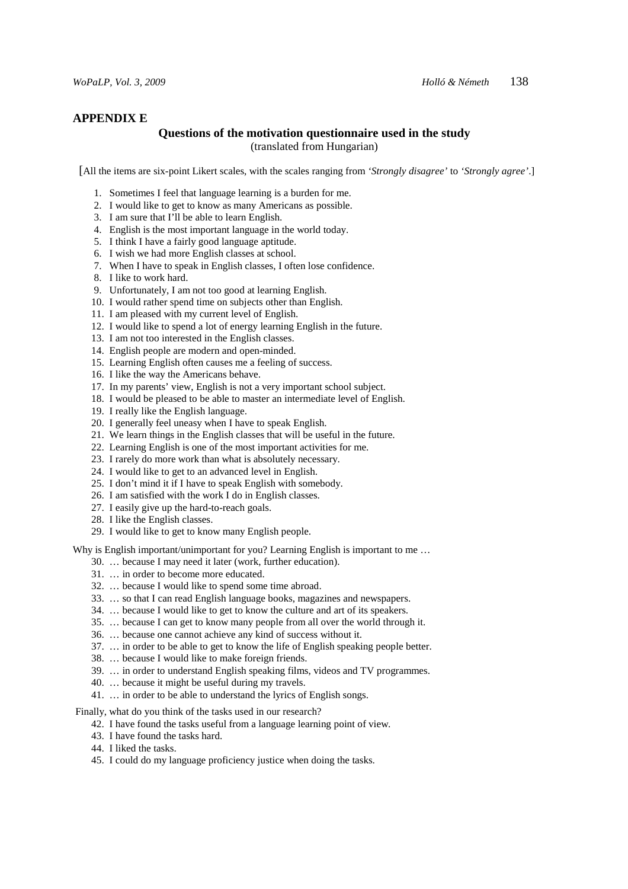## APPENDIX E

### Questions of the motivation questionnaire used in the study

(translated from Hungarian)

[All the items are six-point Likert scales, with the scales ranging from *'Strongly disagree'* to *'Strongly agree'*.]

1. Sometimes I feel that language learning is a burden for me.
2. I would like to get to know as many Americans as possible.
3. I am sure that I'll be able to learn English.
4. English is the most important language in the world today.
5. I think I have a fairly good language aptitude.
6. I wish we had more English classes at school.
7. When I have to speak in English classes, I often lose confidence.
8. I like to work hard.
9. Unfortunately, I am not too good at learning English.
10. I would rather spend time on subjects other than English.
11. I am pleased with my current level of English.
12. I would like to spend a lot of energy learning English in the future.
13. I am not too interested in the English classes.
14. English people are modern and open-minded.
15. Learning English often causes me a feeling of success.
16. I like the way the Americans behave.
17. In my parents' view, English is not a very important school subject.
18. I would be pleased to be able to master an intermediate level of English.
19. I really like the English language.
20. I generally feel uneasy when I have to speak English.
21. We learn things in the English classes that will be useful in the future.
22. Learning English is one of the most important activities for me.
23. I rarely do more work than what is absolutely necessary.
24. I would like to get to an advanced level in English.
25. I don't mind it if I have to speak English with somebody.
26. I am satisfied with the work I do in English classes.
27. I easily give up the hard-to-reach goals.
28. I like the English classes.
29. I would like to get to know many English people.

Why is English important/unimportant for you? Learning English is important to me …

30. … because I may need it later (work, further education).
31. … in order to become more educated.
32. … because I would like to spend some time abroad.
33. … so that I can read English language books, magazines and newspapers.
34. … because I would like to get to know the culture and art of its speakers.
35. … because I can get to know many people from all over the world through it.
36. … because one cannot achieve any kind of success without it.
37. … in order to be able to get to know the life of English speaking people better.
38. … because I would like to make foreign friends.
39. … in order to understand English speaking films, videos and TV programmes.
40. … because it might be useful during my travels.
41. … in order to be able to understand the lyrics of English songs.

Finally, what do you think of the tasks used in our research?

42. I have found the tasks useful from a language learning point of view.
43. I have found the tasks hard.
44. I liked the tasks.
45. I could do my language proficiency justice when doing the tasks.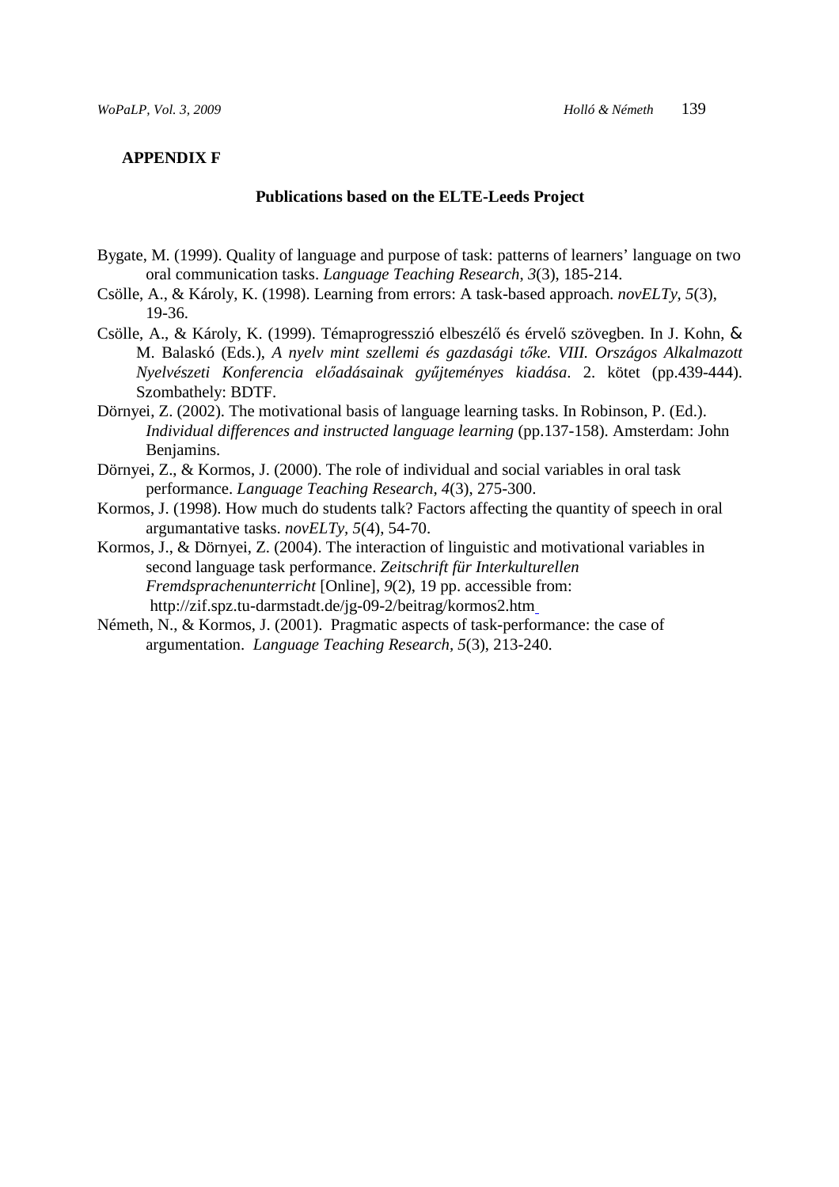**APPENDIX F**

**Publications based on the ELTE-Leeds Project**

Bygate, M. (1999). Quality of language and purpose of task: patterns of learners' language on two oral communication tasks. *Language Teaching Research*, *3*(3), 185-214.

Csölle, A., & Károly, K. (1998). Learning from errors: A task-based approach. *novELTy*, *5*(3), 19-36.

Csölle, A., & Károly, K. (1999). Témaprogresszió elbeszélő és érvelő szövegben. In J. Kohn, & M. Balaskó (Eds.), *A nyelv mint szellemi és gazdasági tőke. VIII. Országos Alkalmazott Nyelvészeti Konferencia előadásainak gyűjteményes kiadása*. 2. kötet (pp.439-444). Szombathely: BDTF.

Dörnyei, Z. (2002). The motivational basis of language learning tasks. In Robinson, P. (Ed.). *Individual differences and instructed language learning* (pp.137-158). Amsterdam: John Benjamins.

Dörnyei, Z., & Kormos, J. (2000). The role of individual and social variables in oral task performance. *Language Teaching Research*, *4*(3), 275-300.

Kormos, J. (1998). How much do students talk? Factors affecting the quantity of speech in oral argumantative tasks. *novELTy*, *5*(4), 54-70.

Kormos, J., & Dörnyei, Z. (2004). The interaction of linguistic and motivational variables in second language task performance. *Zeitschrift für Interkulturellen Fremdsprachenunterricht* [Online], *9*(2), 19 pp. accessible from: http://zif.spz.tu-darmstadt.de/jg-09-2/beitrag/kormos2.htm

Németh, N., & Kormos, J. (2001). Pragmatic aspects of task-performance: the case of argumentation. *Language Teaching Research*, *5*(3), 213-240.